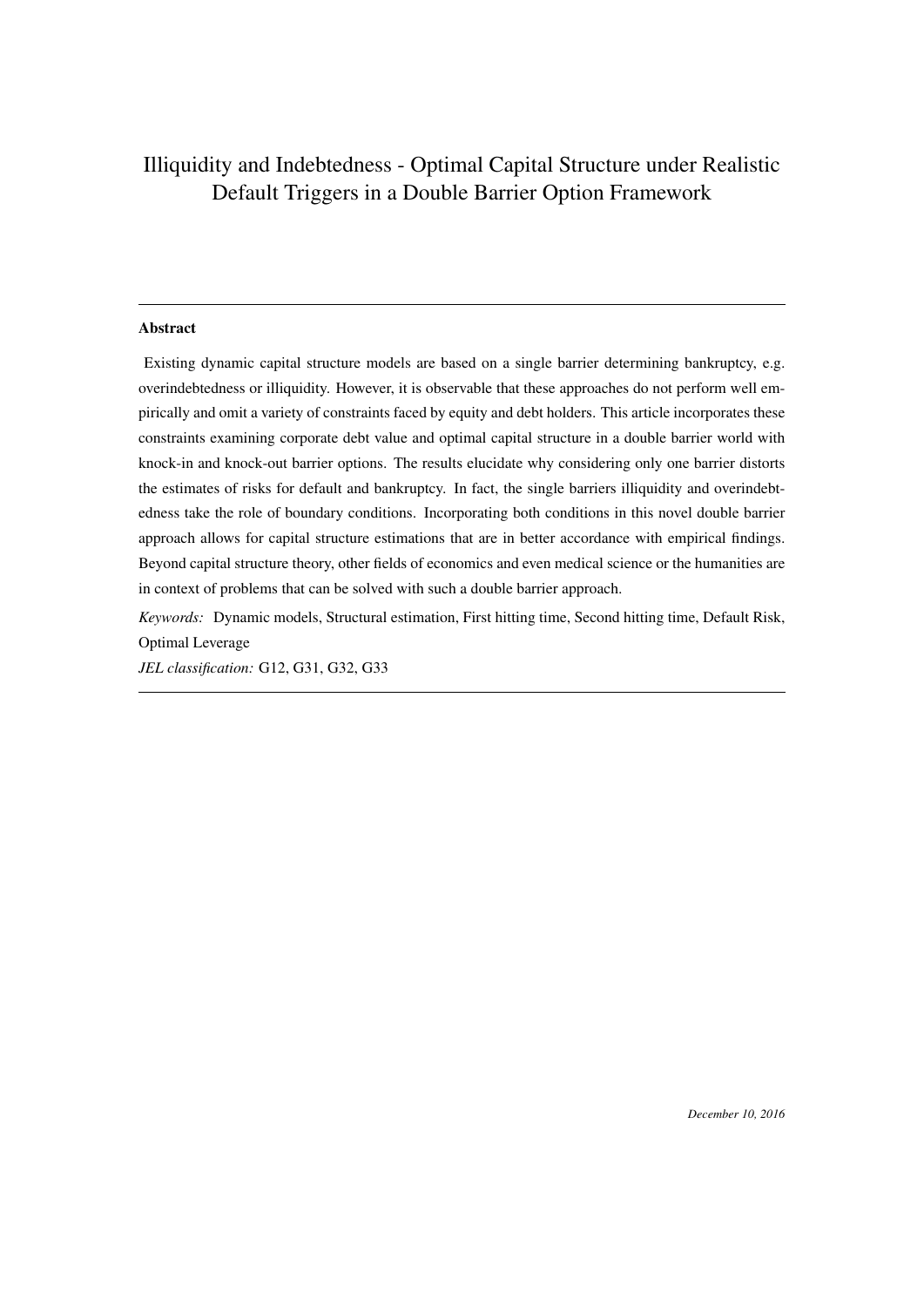# Illiquidity and Indebtedness - Optimal Capital Structure under Realistic Default Triggers in a Double Barrier Option Framework

---

**Abstract**

Existing dynamic capital structure models are based on a single barrier determining bankruptcy, e.g. overindebtedness or illiquidity. However, it is observable that these approaches do not perform well empirically and omit a variety of constraints faced by equity and debt holders. This article incorporates these constraints examining corporate debt value and optimal capital structure in a double barrier world with knock-in and knock-out barrier options. The results elucidate why considering only one barrier distorts the estimates of risks for default and bankruptcy. In fact, the single barriers illiquidity and overindebtedness take the role of boundary conditions. Incorporating both conditions in this novel double barrier approach allows for capital structure estimations that are in better accordance with empirical findings. Beyond capital structure theory, other fields of economics and even medical science or the humanities are in context of problems that can be solved with such a double barrier approach.

*Keywords:* Dynamic models, Structural estimation, First hitting time, Second hitting time, Default Risk, Optimal Leverage

*JEL classification:* G12, G31, G32, G33

---

*December 10, 2016*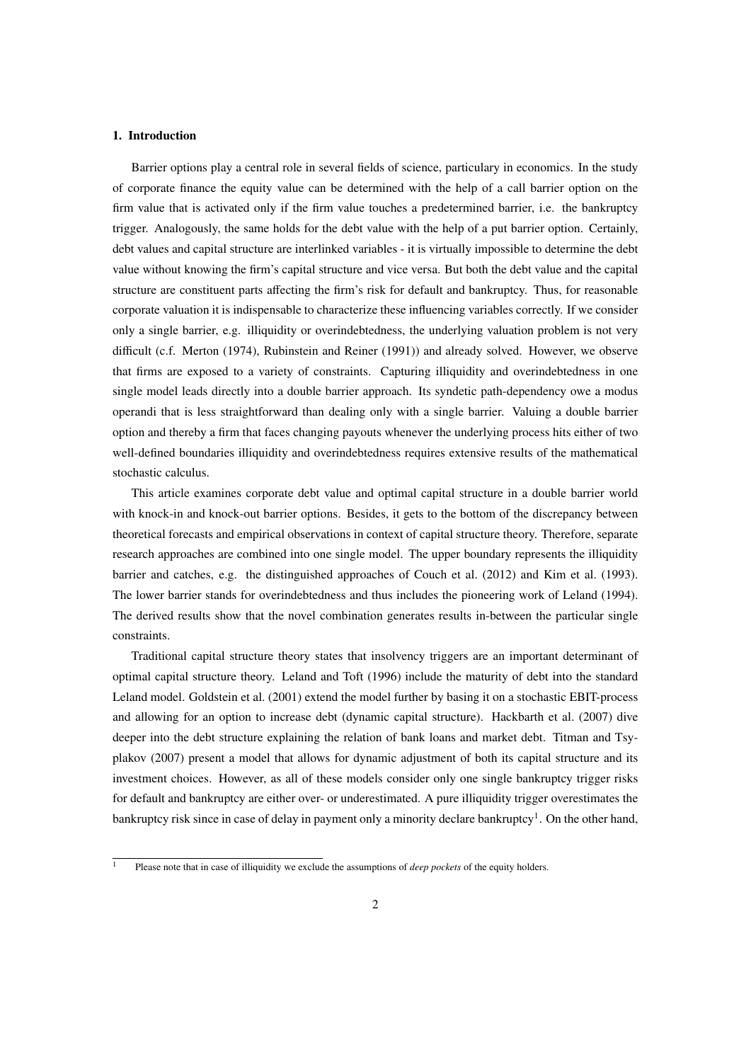## 1. Introduction

Barrier options play a central role in several fields of science, particulary in economics. In the study of corporate finance the equity value can be determined with the help of a call barrier option on the firm value that is activated only if the firm value touches a predetermined barrier, i.e. the bankruptcy trigger. Analogously, the same holds for the debt value with the help of a put barrier option. Certainly, debt values and capital structure are interlinked variables - it is virtually impossible to determine the debt value without knowing the firm's capital structure and vice versa. But both the debt value and the capital structure are constituent parts affecting the firm's risk for default and bankruptcy. Thus, for reasonable corporate valuation it is indispensable to characterize these influencing variables correctly. If we consider only a single barrier, e.g. illiquidity or overindebtedness, the underlying valuation problem is not very difficult (c.f. Merton (1974), Rubinstein and Reiner (1991)) and already solved. However, we observe that firms are exposed to a variety of constraints. Capturing illiquidity and overindebtedness in one single model leads directly into a double barrier approach. Its syndetic path-dependency owe a modus operandi that is less straightforward than dealing only with a single barrier. Valuing a double barrier option and thereby a firm that faces changing payouts whenever the underlying process hits either of two well-defined boundaries illiquidity and overindebtedness requires extensive results of the mathematical stochastic calculus.

This article examines corporate debt value and optimal capital structure in a double barrier world with knock-in and knock-out barrier options. Besides, it gets to the bottom of the discrepancy between theoretical forecasts and empirical observations in context of capital structure theory. Therefore, separate research approaches are combined into one single model. The upper boundary represents the illiquidity barrier and catches, e.g. the distinguished approaches of Couch et al. (2012) and Kim et al. (1993). The lower barrier stands for overindebtedness and thus includes the pioneering work of Leland (1994). The derived results show that the novel combination generates results in-between the particular single constraints.

Traditional capital structure theory states that insolvency triggers are an important determinant of optimal capital structure theory. Leland and Toft (1996) include the maturity of debt into the standard Leland model. Goldstein et al. (2001) extend the model further by basing it on a stochastic EBIT-process and allowing for an option to increase debt (dynamic capital structure). Hackbarth et al. (2007) dive deeper into the debt structure explaining the relation of bank loans and market debt. Titman and Tsyplakov (2007) present a model that allows for dynamic adjustment of both its capital structure and its investment choices. However, as all of these models consider only one single bankruptcy trigger risks for default and bankruptcy are either over- or underestimated. A pure illiquidity trigger overestimates the bankruptcy risk since in case of delay in payment only a minority declare bankruptcy[1]. On the other hand,

[1] Please note that in case of illiquidity we exclude the assumptions of *deep pockets* of the equity holders.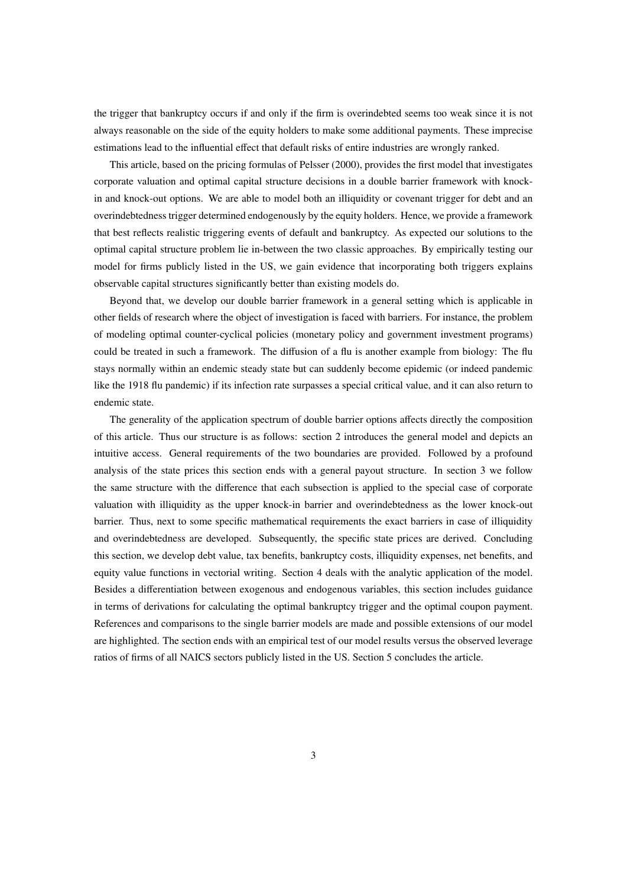the trigger that bankruptcy occurs if and only if the firm is overindebted seems too weak since it is not always reasonable on the side of the equity holders to make some additional payments. These imprecise estimations lead to the influential effect that default risks of entire industries are wrongly ranked.

This article, based on the pricing formulas of Pelsser (2000), provides the first model that investigates corporate valuation and optimal capital structure decisions in a double barrier framework with knock-in and knock-out options. We are able to model both an illiquidity or covenant trigger for debt and an overindebtedness trigger determined endogenously by the equity holders. Hence, we provide a framework that best reflects realistic triggering events of default and bankruptcy. As expected our solutions to the optimal capital structure problem lie in-between the two classic approaches. By empirically testing our model for firms publicly listed in the US, we gain evidence that incorporating both triggers explains observable capital structures significantly better than existing models do.

Beyond that, we develop our double barrier framework in a general setting which is applicable in other fields of research where the object of investigation is faced with barriers. For instance, the problem of modeling optimal counter-cyclical policies (monetary policy and government investment programs) could be treated in such a framework. The diffusion of a flu is another example from biology: The flu stays normally within an endemic steady state but can suddenly become epidemic (or indeed pandemic like the 1918 flu pandemic) if its infection rate surpasses a special critical value, and it can also return to endemic state.

The generality of the application spectrum of double barrier options affects directly the composition of this article. Thus our structure is as follows: section 2 introduces the general model and depicts an intuitive access. General requirements of the two boundaries are provided. Followed by a profound analysis of the state prices this section ends with a general payout structure. In section 3 we follow the same structure with the difference that each subsection is applied to the special case of corporate valuation with illiquidity as the upper knock-in barrier and overindebtedness as the lower knock-out barrier. Thus, next to some specific mathematical requirements the exact barriers in case of illiquidity and overindebtedness are developed. Subsequently, the specific state prices are derived. Concluding this section, we develop debt value, tax benefits, bankruptcy costs, illiquidity expenses, net benefits, and equity value functions in vectorial writing. Section 4 deals with the analytic application of the model. Besides a differentiation between exogenous and endogenous variables, this section includes guidance in terms of derivations for calculating the optimal bankruptcy trigger and the optimal coupon payment. References and comparisons to the single barrier models are made and possible extensions of our model are highlighted. The section ends with an empirical test of our model results versus the observed leverage ratios of firms of all NAICS sectors publicly listed in the US. Section 5 concludes the article.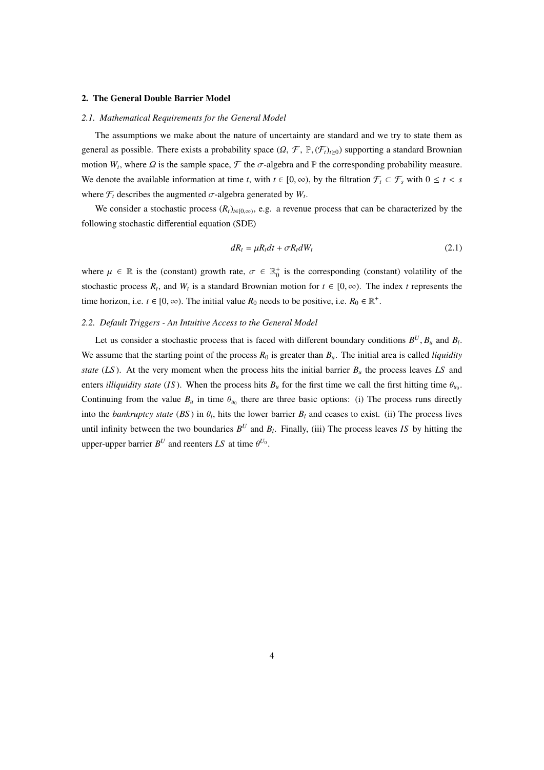## 2. The General Double Barrier Model

### 2.1. Mathematical Requirements for the General Model

The assumptions we make about the nature of uncertainty are standard and we try to state them as general as possible. There exists a probability space $(\Omega, \mathcal{F}, \mathbb{P}, (\mathcal{F}_t)_{t\geq 0})$ supporting a standard Brownian motion $W_t$, where $\Omega$ is the sample space, $\mathcal{F}$ the $\sigma$-algebra and $\mathbb{P}$ the corresponding probability measure. We denote the available information at time $t$, with $t \in [0, \infty)$, by the filtration $\mathcal{F}_t \subset \mathcal{F}_s$ with $0 \leq t < s$ where $\mathcal{F}_t$ describes the augmented $\sigma$-algebra generated by $W_t$.

We consider a stochastic process $(R_t)_{t\in[0,\infty)}$, e.g. a revenue process that can be characterized by the following stochastic differential equation (SDE)

$$dR_t = \mu R_t dt + \sigma R_t dW_t \tag{2.1}$$

where $\mu \in \mathbb{R}$ is the (constant) growth rate, $\sigma \in \mathbb{R}_0^+$ is the corresponding (constant) volatility of the stochastic process $R_t$, and $W_t$ is a standard Brownian motion for $t \in [0, \infty)$. The index $t$ represents the time horizon, i.e. $t \in [0, \infty)$. The initial value $R_0$ needs to be positive, i.e. $R_0 \in \mathbb{R}^+$.

### 2.2. Default Triggers - An Intuitive Access to the General Model

Let us consider a stochastic process that is faced with different boundary conditions $B^U$, $B_u$ and $B_l$. We assume that the starting point of the process $R_0$ is greater than $B_u$. The initial area is called *liquidity state* (*LS*). At the very moment when the process hits the initial barrier $B_u$ the process leaves *LS* and enters *illiquidity state* (*IS*). When the process hits $B_u$ for the first time we call the first hitting time $\theta_{u_0}$. Continuing from the value $B_u$ in time $\theta_{u_0}$ there are three basic options: (i) The process runs directly into the *bankruptcy state* (*BS*) in $\theta_l$, hits the lower barrier $B_l$ and ceases to exist. (ii) The process lives until infinity between the two boundaries $B^U$ and $B_l$. Finally, (iii) The process leaves *IS* by hitting the upper-upper barrier $B^U$ and reenters *LS* at time $\theta^{U_0}$.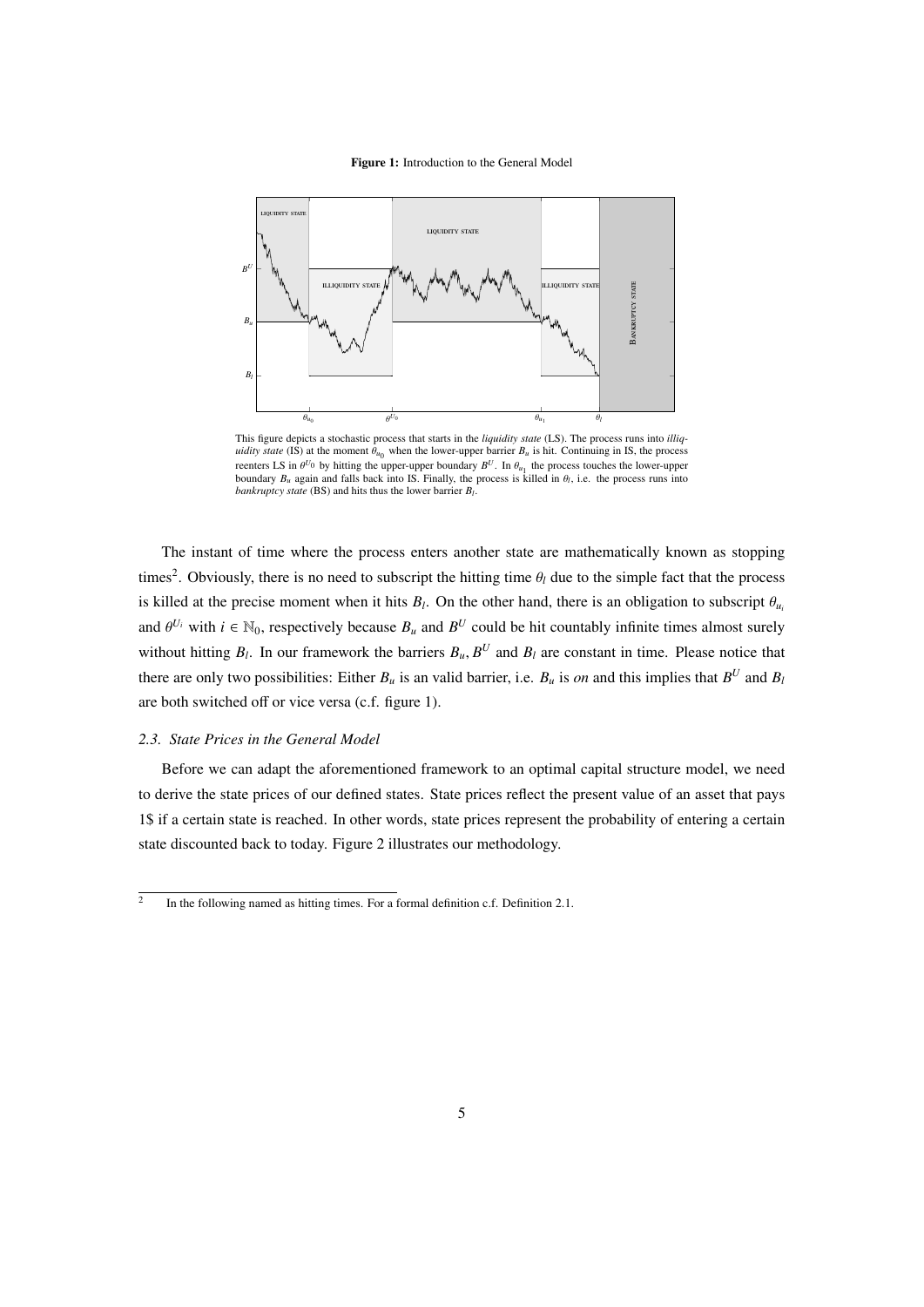**Figure 1:** Introduction to the General Model

This figure depicts a stochastic process that starts in the *liquidity state* (LS). The process runs into *illiquidity state* (IS) at the moment $\theta_{u_0}$ when the lower-upper barrier $B_u$ is hit. Continuing in IS, the process reenters LS in $\theta^{U_0}$ by hitting the upper-upper boundary $B^U$. In $\theta_{u_1}$ the process touches the lower-upper boundary $B_u$ again and falls back into IS. Finally, the process is killed in $\theta_l$, i.e. the process runs into *bankruptcy state* (BS) and hits thus the lower barrier $B_l$.

The instant of time where the process enters another state are mathematically known as stopping times[2]. Obviously, there is no need to subscript the hitting time $\theta_l$ due to the simple fact that the process is killed at the precise moment when it hits $B_l$. On the other hand, there is an obligation to subscript $\theta_{u_i}$ and $\theta^{U_i}$ with $i \in \mathbb{N}_0$, respectively because $B_u$ and $B^U$ could be hit countably infinite times almost surely without hitting $B_l$. In our framework the barriers $B_u$, $B^U$ and $B_l$ are constant in time. Please notice that there are only two possibilities: Either $B_u$ is an valid barrier, i.e. $B_u$ is *on* and this implies that $B^U$ and $B_l$ are both switched off or vice versa (c.f. figure 1).

### 2.3. State Prices in the General Model

Before we can adapt the aforementioned framework to an optimal capital structure model, we need to derive the state prices of our defined states. State prices reflect the present value of an asset that pays 1$ if a certain state is reached. In other words, state prices represent the probability of entering a certain state discounted back to today. Figure 2 illustrates our methodology.

[2] In the following named as hitting times. For a formal definition c.f. Definition 2.1.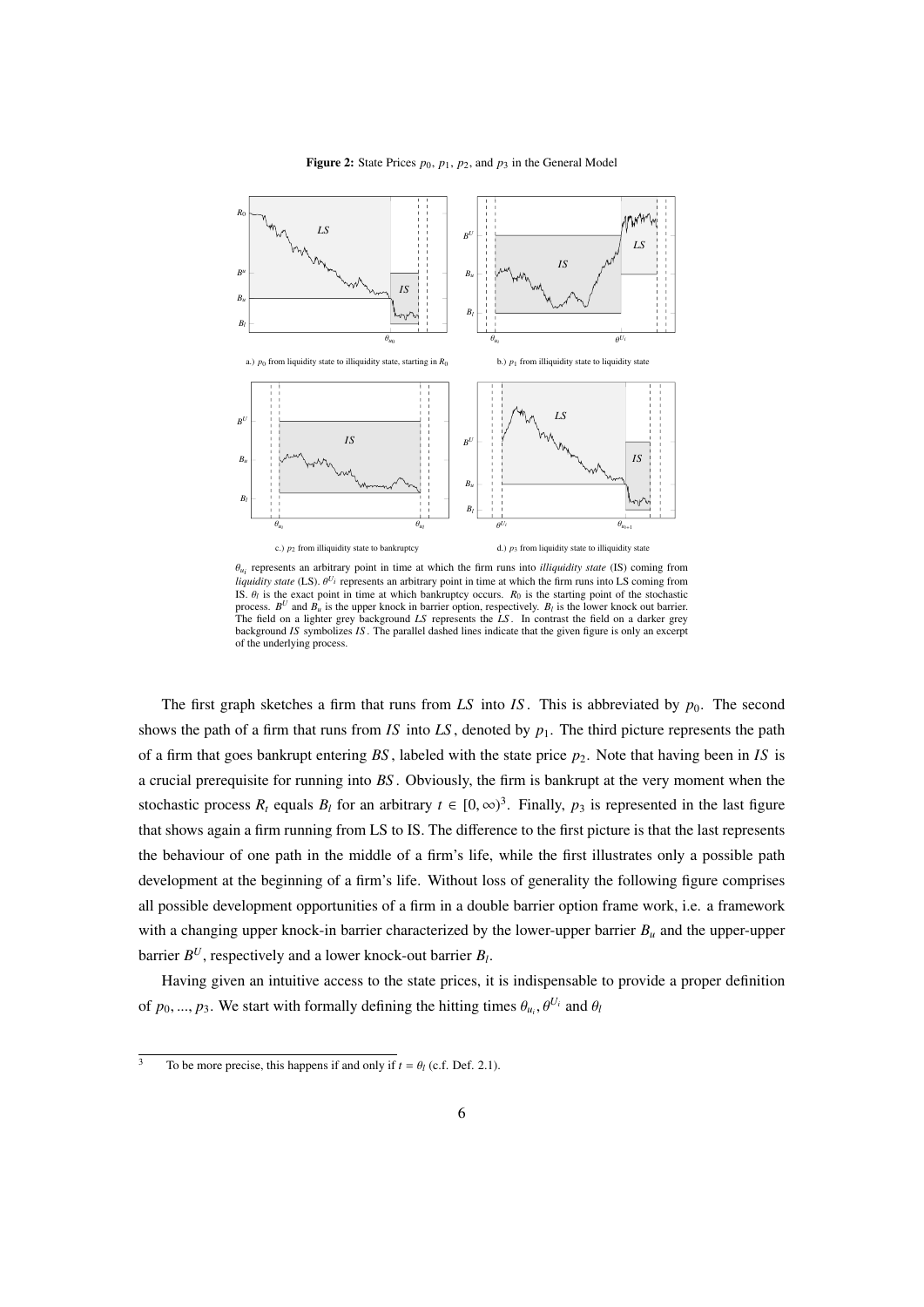**Figure 2:** State Prices $p_0$, $p_1$, $p_2$, and $p_3$ in the General Model

a.) $p_0$ from liquidity state to illiquidity state, starting in $R_0$

b.) $p_1$ from illiquidity state to liquidity state

c.) $p_2$ from illiquidity state to bankruptcy

d.) $p_3$ from liquidity state to illiquidity state

$\theta_{u_i}$ represents an arbitrary point in time at which the firm runs into *illiquidity state* (IS) coming from *liquidity state* (LS). $\theta^{U_i}$ represents an arbitrary point in time at which the firm runs into LS coming from IS. $\theta_l$ is the exact point in time at which bankruptcy occurs. $R_0$ is the starting point of the stochastic process. $B^U$ and $B_u$ is the upper knock in barrier option, respectively. $B_l$ is the lower knock out barrier. The field on a lighter grey background *LS* represents the *LS*. In contrast the field on a darker grey background *IS* symbolizes *IS*. The parallel dashed lines indicate that the given figure is only an excerpt of the underlying process.

The first graph sketches a firm that runs from *LS* into *IS*. This is abbreviated by $p_0$. The second shows the path of a firm that runs from *IS* into *LS*, denoted by $p_1$. The third picture represents the path of a firm that goes bankrupt entering *BS*, labeled with the state price $p_2$. Note that having been in *IS* is a crucial prerequisite for running into *BS*. Obviously, the firm is bankrupt at the very moment when the stochastic process $R_t$ equals $B_l$ for an arbitrary $t \in [0, \infty)$[3]. Finally, $p_3$ is represented in the last figure that shows again a firm running from LS to IS. The difference to the first picture is that the last represents the behaviour of one path in the middle of a firm's life, while the first illustrates only a possible path development at the beginning of a firm's life. Without loss of generality the following figure comprises all possible development opportunities of a firm in a double barrier option frame work, i.e. a framework with a changing upper knock-in barrier characterized by the lower-upper barrier $B_u$ and the upper-upper barrier $B^U$, respectively and a lower knock-out barrier $B_l$.

Having given an intuitive access to the state prices, it is indispensable to provide a proper definition of $p_0, ..., p_3$. We start with formally defining the hitting times $\theta_{u_i}, \theta^{U_i}$ and $\theta_l$

[3] To be more precise, this happens if and only if $t = \theta_l$ (c.f. Def. 2.1).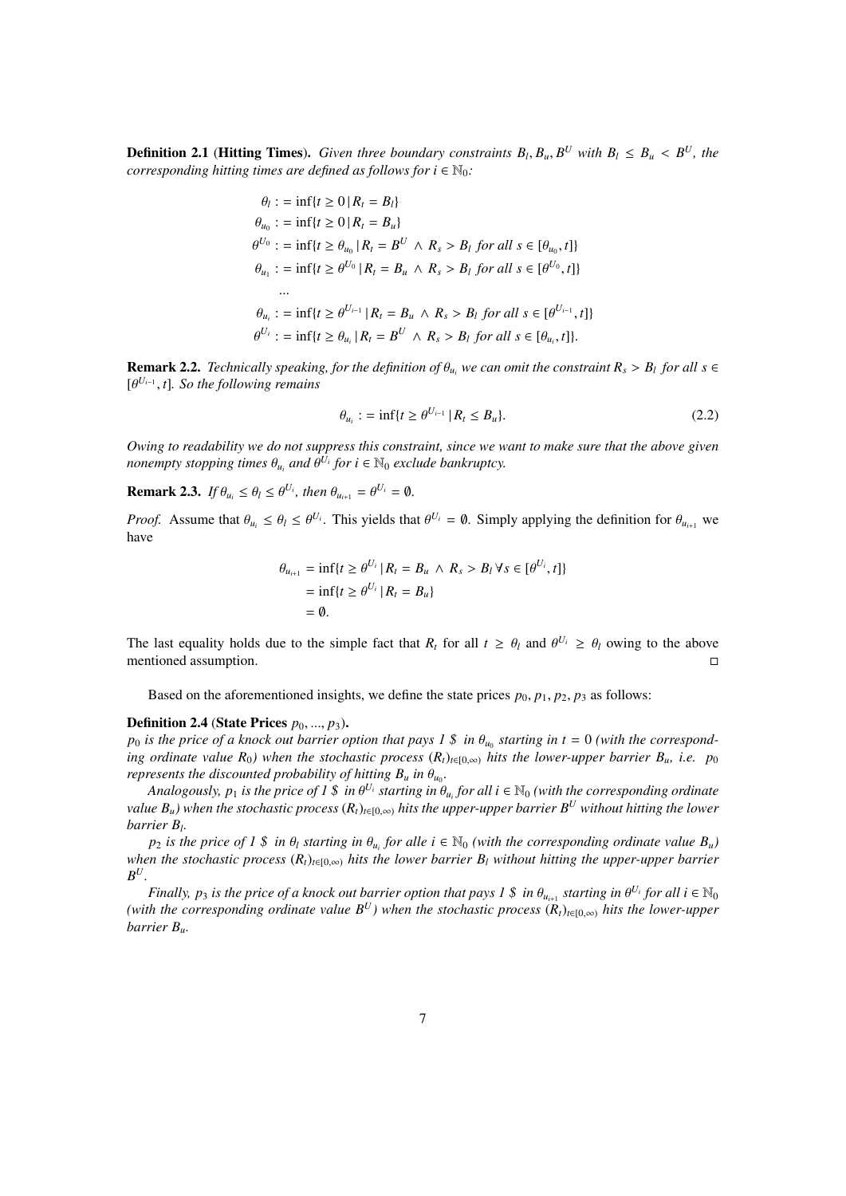**Definition 2.1** (**Hitting Times**). *Given three boundary constraints $B_l, B_u, B^U$ with $B_l \leq B_u < B^U$, the corresponding hitting times are defined as follows for $i \in \mathbb{N}_0$:*

$$
\begin{aligned}
\theta_l &:= \inf\{t \geq 0 \,|\, R_t = B_l\} \\
\theta_{u_0} &:= \inf\{t \geq 0 \,|\, R_t = B_u\} \\
\theta^{U_0} &:= \inf\{t \geq \theta_{u_0} \,|\, R_t = B^U \wedge R_s > B_l \text{ for all } s \in [\theta_{u_0}, t]\} \\
\theta_{u_1} &:= \inf\{t \geq \theta^{U_0} \,|\, R_t = B_u \wedge R_s > B_l \text{ for all } s \in [\theta^{U_0}, t]\} \\
&\;\;\ldots \\
\theta_{u_i} &:= \inf\{t \geq \theta^{U_{i-1}} \,|\, R_t = B_u \wedge R_s > B_l \text{ for all } s \in [\theta^{U_{i-1}}, t]\} \\
\theta^{U_i} &:= \inf\{t \geq \theta_{u_i} \,|\, R_t = B^U \wedge R_s > B_l \text{ for all } s \in [\theta_{u_i}, t]\}.
\end{aligned}
$$

**Remark 2.2.** *Technically speaking, for the definition of $\theta_{u_i}$ we can omit the constraint $R_s > B_l$ for all $s \in [\theta^{U_{i-1}}, t]$. So the following remains*

$$
\theta_{u_i} := \inf\{t \geq \theta^{U_{i-1}} \,|\, R_t \leq B_u\}. \tag{2.2}
$$

*Owing to readability we do not suppress this constraint, since we want to make sure that the above given nonempty stopping times $\theta_{u_i}$ and $\theta^{U_i}$ for $i \in \mathbb{N}_0$ exclude bankruptcy.*

**Remark 2.3.** *If $\theta_{u_i} \leq \theta_l \leq \theta^{U_i}$, then $\theta_{u_{i+1}} = \theta^{U_i} = \emptyset$.*

*Proof.* Assume that $\theta_{u_i} \leq \theta_l \leq \theta^{U_i}$. This yields that $\theta^{U_i} = \emptyset$. Simply applying the definition for $\theta_{u_{i+1}}$ we have

$$
\begin{aligned}
\theta_{u_{i+1}} &= \inf\{t \geq \theta^{U_i} \,|\, R_t = B_u \wedge R_s > B_l \,\forall s \in [\theta^{U_i}, t]\} \\
&= \inf\{t \geq \theta^{U_i} \,|\, R_t = B_u\} \\
&= \emptyset.
\end{aligned}
$$

The last equality holds due to the simple fact that $R_t$ for all $t \geq \theta_l$ and $\theta^{U_i} \geq \theta_l$ owing to the above mentioned assumption. □

Based on the aforementioned insights, we define the state prices $p_0, p_1, p_2, p_3$ as follows:

**Definition 2.4** (**State Prices $p_0, \ldots, p_3$**).
*$p_0$ is the price of a knock out barrier option that pays 1 \$ in $\theta_{u_0}$ starting in $t = 0$ (with the corresponding ordinate value $R_0$) when the stochastic process $(R_t)_{t \in [0,\infty)}$ hits the lower-upper barrier $B_u$, i.e. $p_0$ represents the discounted probability of hitting $B_u$ in $\theta_{u_0}$.*

*Analogously, $p_1$ is the price of 1 \$ in $\theta^{U_i}$ starting in $\theta_{u_i}$ for all $i \in \mathbb{N}_0$ (with the corresponding ordinate value $B_u$) when the stochastic process $(R_t)_{t \in [0,\infty)}$ hits the upper-upper barrier $B^U$ without hitting the lower barrier $B_l$.*

*$p_2$ is the price of 1 \$ in $\theta_l$ starting in $\theta_{u_i}$ for alle $i \in \mathbb{N}_0$ (with the corresponding ordinate value $B_u$) when the stochastic process $(R_t)_{t \in [0,\infty)}$ hits the lower barrier $B_l$ without hitting the upper-upper barrier $B^U$.*

*Finally, $p_3$ is the price of a knock out barrier option that pays 1 \$ in $\theta_{u_{i+1}}$ starting in $\theta^{U_i}$ for all $i \in \mathbb{N}_0$ (with the corresponding ordinate value $B^U$) when the stochastic process $(R_t)_{t \in [0,\infty)}$ hits the lower-upper barrier $B_u$.*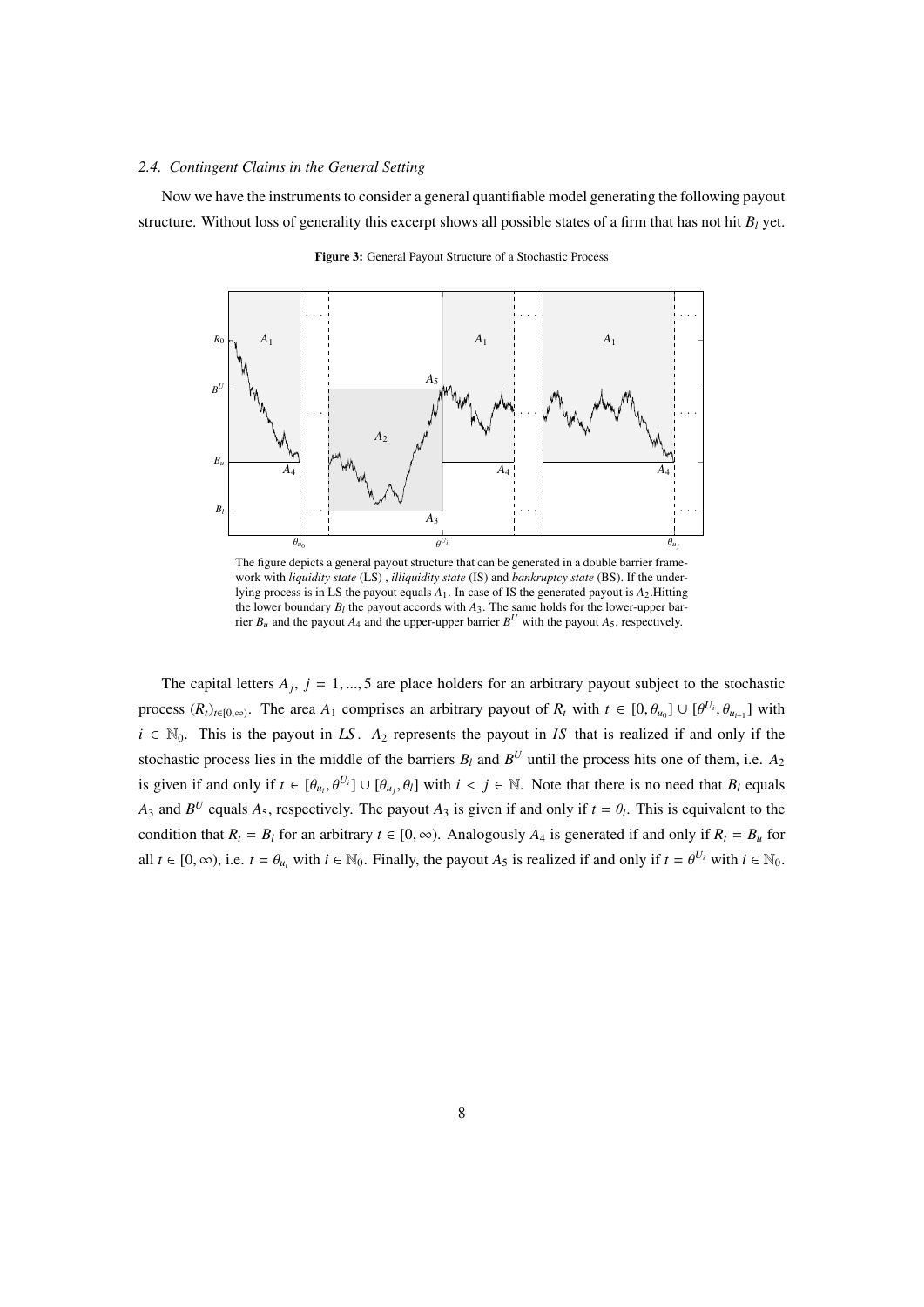### 2.4. Contingent Claims in the General Setting

Now we have the instruments to consider a general quantifiable model generating the following payout structure. Without loss of generality this excerpt shows all possible states of a firm that has not hit $B_l$ yet.

**Figure 3:** General Payout Structure of a Stochastic Process

The figure depicts a general payout structure that can be generated in a double barrier framework with *liquidity state* (LS) , *illiquidity state* (IS) and *bankruptcy state* (BS). If the underlying process is in LS the payout equals $A_1$. In case of IS the generated payout is $A_2$.Hitting the lower boundary $B_l$ the payout accords with $A_3$. The same holds for the lower-upper barrier $B_u$ and the payout $A_4$ and the upper-upper barrier $B^U$ with the payout $A_5$, respectively.

The capital letters $A_j$, $j = 1, ..., 5$ are place holders for an arbitrary payout subject to the stochastic process $(R_t)_{t\in[0,\infty)}$. The area $A_1$ comprises an arbitrary payout of $R_t$ with $t \in [0, \theta_{u_0}] \cup [\theta^{U_i}, \theta_{u_{i+1}}]$ with $i \in \mathbb{N}_0$. This is the payout in *LS*. $A_2$ represents the payout in *IS* that is realized if and only if the stochastic process lies in the middle of the barriers $B_l$ and $B^U$ until the process hits one of them, i.e. $A_2$ is given if and only if $t \in [\theta_{u_i}, \theta^{U_i}] \cup [\theta_{u_j}, \theta_l]$ with $i < j \in \mathbb{N}$. Note that there is no need that $B_l$ equals $A_3$ and $B^U$ equals $A_5$, respectively. The payout $A_3$ is given if and only if $t = \theta_l$. This is equivalent to the condition that $R_t = B_l$ for an arbitrary $t \in [0, \infty)$. Analogously $A_4$ is generated if and only if $R_t = B_u$ for all $t \in [0, \infty)$, i.e. $t = \theta_{u_i}$ with $i \in \mathbb{N}_0$. Finally, the payout $A_5$ is realized if and only if $t = \theta^{U_i}$ with $i \in \mathbb{N}_0$.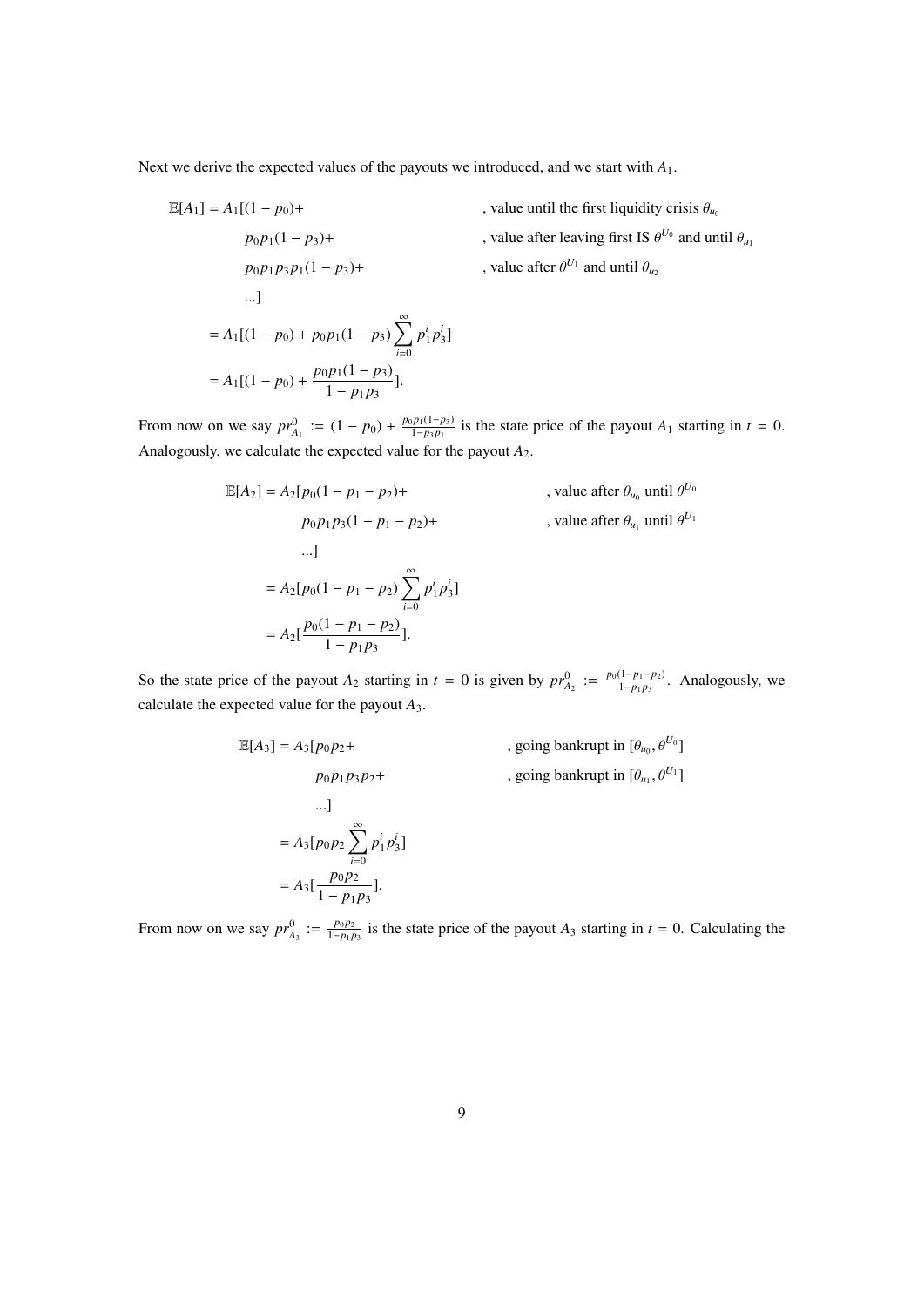Next we derive the expected values of the payouts we introduced, and we start with $A_1$.

$$
\begin{aligned}
\mathbb{E}[A_1] = A_1[&(1-p_0)+ && \text{, value until the first liquidity crisis } \theta_{u_0}\\
&p_0p_1(1-p_3)+ && \text{, value after leaving first IS } \theta^{U_0} \text{ and until } \theta_{u_1}\\
&p_0p_1p_3p_1(1-p_3)+ && \text{, value after } \theta^{U_1} \text{ and until } \theta_{u_2}\\
&...]\\
= A_1[&(1-p_0) + p_0p_1(1-p_3)\sum_{i=0}^{\infty} p_1^i p_3^i]\\
= A_1[&(1-p_0) + \frac{p_0p_1(1-p_3)}{1-p_1p_3}].
\end{aligned}
$$

From now on we say $pr^0_{A_1} := (1-p_0) + \frac{p_0p_1(1-p_3)}{1-p_3p_1}$ is the state price of the payout $A_1$ starting in $t = 0$. Analogously, we calculate the expected value for the payout $A_2$.

$$
\begin{aligned}
\mathbb{E}[A_2] = A_2[&p_0(1-p_1-p_2)+ && \text{, value after } \theta_{u_0} \text{ until } \theta^{U_0}\\
&p_0p_1p_3(1-p_1-p_2)+ && \text{, value after } \theta_{u_1} \text{ until } \theta^{U_1}\\
&...]\\
= A_2[&p_0(1-p_1-p_2)\sum_{i=0}^{\infty} p_1^i p_3^i]\\
= A_2[&\frac{p_0(1-p_1-p_2)}{1-p_1p_3}].
\end{aligned}
$$

So the state price of the payout $A_2$ starting in $t = 0$ is given by $pr^0_{A_2} := \frac{p_0(1-p_1-p_2)}{1-p_1p_3}$. Analogously, we calculate the expected value for the payout $A_3$.

$$
\begin{aligned}
\mathbb{E}[A_3] = A_3[&p_0p_2+ && \text{, going bankrupt in } [\theta_{u_0}, \theta^{U_0}]\\
&p_0p_1p_3p_2+ && \text{, going bankrupt in } [\theta_{u_1}, \theta^{U_1}]\\
&...]\\
= A_3[&p_0p_2\sum_{i=0}^{\infty} p_1^i p_3^i]\\
= A_3[&\frac{p_0p_2}{1-p_1p_3}].
\end{aligned}
$$

From now on we say $pr^0_{A_3} := \frac{p_0p_2}{1-p_1p_3}$ is the state price of the payout $A_3$ starting in $t = 0$. Calculating the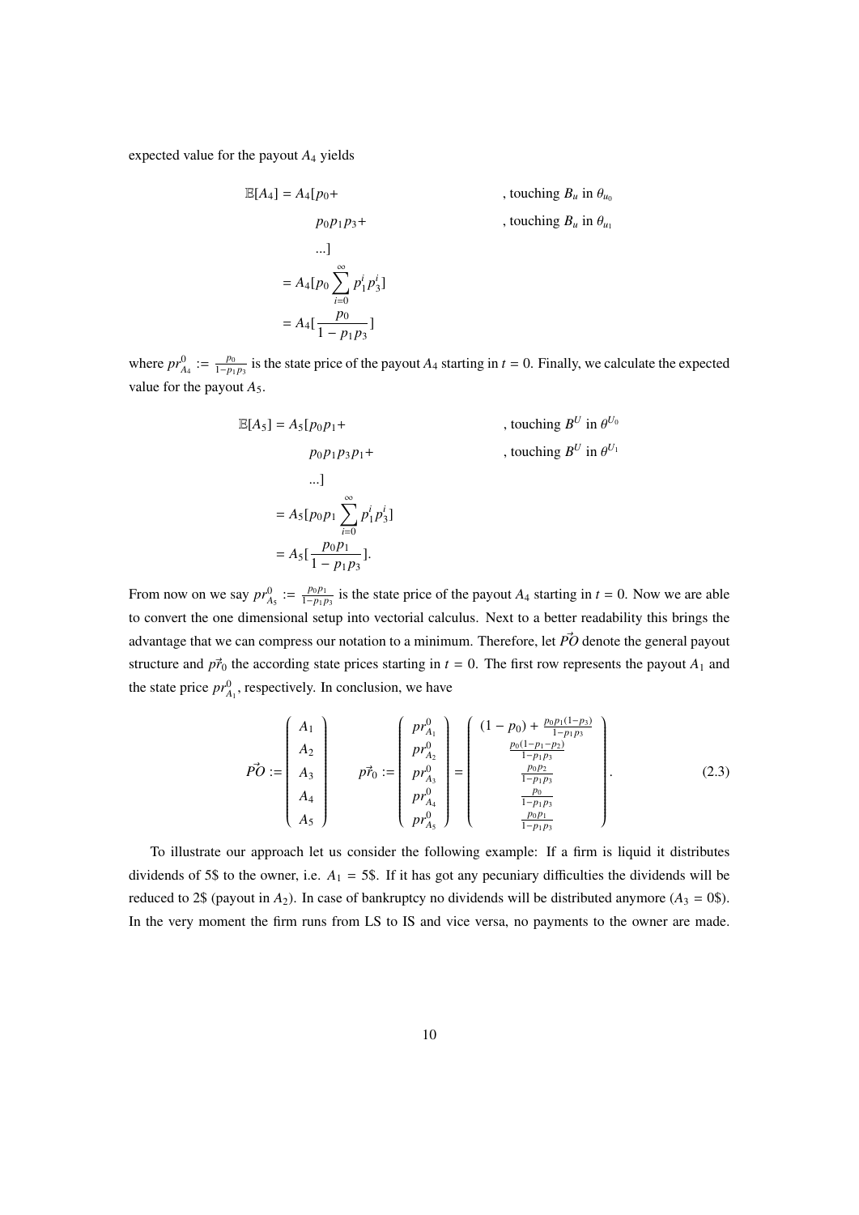expected value for the payout $A_4$ yields

$$
\begin{aligned}
\mathbb{E}[A_4] &= A_4[p_0 + && \text{, touching } B_u \text{ in } \theta_{u_0} \\
&\quad p_0 p_1 p_3 + && \text{, touching } B_u \text{ in } \theta_{u_1} \\
&\quad ...] \\
&= A_4[p_0 \sum_{i=0}^{\infty} p_1^i p_3^i] \\
&= A_4[\frac{p_0}{1 - p_1 p_3}]
\end{aligned}
$$

where $pr^0_{A_4} := \frac{p_0}{1-p_1 p_3}$ is the state price of the payout $A_4$ starting in $t = 0$. Finally, we calculate the expected value for the payout $A_5$.

$$
\begin{aligned}
\mathbb{E}[A_5] &= A_5[p_0 p_1 + && \text{, touching } B^U \text{ in } \theta^{U_0} \\
&\quad p_0 p_1 p_3 p_1 + && \text{, touching } B^U \text{ in } \theta^{U_1} \\
&\quad ...] \\
&= A_5[p_0 p_1 \sum_{i=0}^{\infty} p_1^i p_3^i] \\
&= A_5[\frac{p_0 p_1}{1 - p_1 p_3}].
\end{aligned}
$$

From now on we say $pr^0_{A_5} := \frac{p_0 p_1}{1-p_1 p_3}$ is the state price of the payout $A_4$ starting in $t = 0$. Now we are able to convert the one dimensional setup into vectorial calculus. Next to a better readability this brings the advantage that we can compress our notation to a minimum. Therefore, let $\vec{PO}$ denote the general payout structure and $\vec{pr}_0$ the according state prices starting in $t = 0$. The first row represents the payout $A_1$ and the state price $pr^0_{A_1}$, respectively. In conclusion, we have

$$
\vec{PO} := \begin{pmatrix} A_1 \\ A_2 \\ A_3 \\ A_4 \\ A_5 \end{pmatrix} \qquad \vec{pr}_0 := \begin{pmatrix} pr^0_{A_1} \\ pr^0_{A_2} \\ pr^0_{A_3} \\ pr^0_{A_4} \\ pr^0_{A_5} \end{pmatrix} = \begin{pmatrix} (1 - p_0) + \frac{p_0 p_1 (1-p_3)}{1-p_1 p_3} \\ \frac{p_0 (1-p_1-p_2)}{1-p_1 p_3} \\ \frac{p_0 p_2}{1-p_1 p_3} \\ \frac{p_0}{1-p_1 p_3} \\ \frac{p_0 p_1}{1-p_1 p_3} \end{pmatrix}. \tag{2.3}
$$

To illustrate our approach let us consider the following example: If a firm is liquid it distributes dividends of 5\$ to the owner, i.e. $A_1 = 5\$$. If it has got any pecuniary difficulties the dividends will be reduced to 2\$ (payout in $A_2$). In case of bankruptcy no dividends will be distributed anymore ($A_3 = 0\$$). In the very moment the firm runs from LS to IS and vice versa, no payments to the owner are made.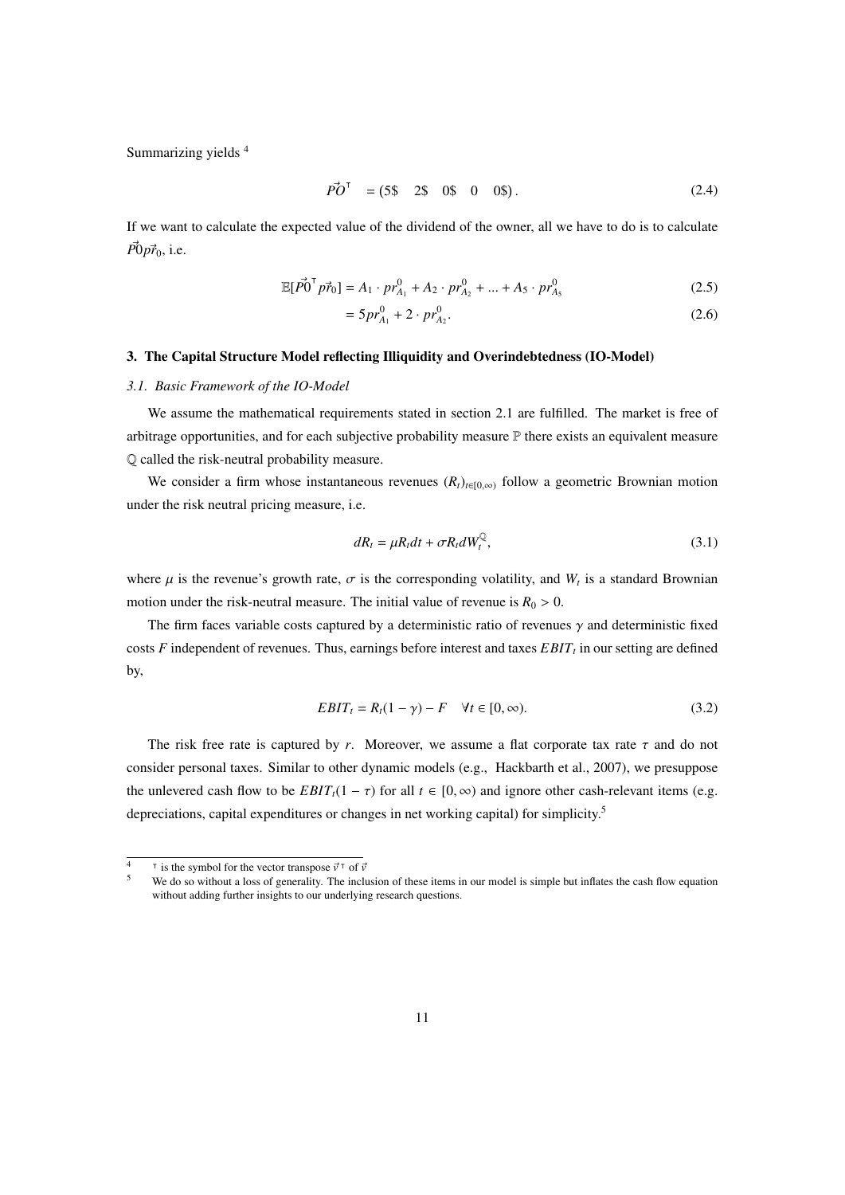Summarizing yields [4]

$$\vec{PO}^{\intercal} \quad = (5\$ \quad 2\$ \quad 0\$ \quad 0 \quad 0\$)\,. \tag{2.4}$$

If we want to calculate the expected value of the dividend of the owner, all we have to do is to calculate $\vec{P}0\vec{pr}_0$, i.e.

$$\mathbb{E}[\vec{P0}^{\intercal}\vec{pr}_0] = A_1 \cdot pr^0_{A_1} + A_2 \cdot pr^0_{A_2} + ... + A_5 \cdot pr^0_{A_5} \tag{2.5}$$

$$= 5pr^0_{A_1} + 2 \cdot pr^0_{A_2}. \tag{2.6}$$

## 3. The Capital Structure Model reflecting Illiquidity and Overindebtedness (IO-Model)

### *3.1. Basic Framework of the IO-Model*

We assume the mathematical requirements stated in section 2.1 are fulfilled. The market is free of arbitrage opportunities, and for each subjective probability measure $\mathbb{P}$ there exists an equivalent measure $\mathbb{Q}$ called the risk-neutral probability measure.

We consider a firm whose instantaneous revenues $(R_t)_{t\in[0,\infty)}$ follow a geometric Brownian motion under the risk neutral pricing measure, i.e.

$$dR_t = \mu R_t dt + \sigma R_t dW^{\mathbb{Q}}_t, \tag{3.1}$$

where $\mu$ is the revenue's growth rate, $\sigma$ is the corresponding volatility, and $W_t$ is a standard Brownian motion under the risk-neutral measure. The initial value of revenue is $R_0 > 0$.

The firm faces variable costs captured by a deterministic ratio of revenues $\gamma$ and deterministic fixed costs $F$ independent of revenues. Thus, earnings before interest and taxes $EBIT_t$ in our setting are defined by,

$$EBIT_t = R_t(1 - \gamma) - F \quad \forall t \in [0, \infty). \tag{3.2}$$

The risk free rate is captured by $r$. Moreover, we assume a flat corporate tax rate $\tau$ and do not consider personal taxes. Similar to other dynamic models (e.g., Hackbarth et al., 2007), we presuppose the unlevered cash flow to be $EBIT_t(1 - \tau)$ for all $t \in [0, \infty)$ and ignore other cash-relevant items (e.g. depreciations, capital expenditures or changes in net working capital) for simplicity.[5]

---

[4] $\intercal$ is the symbol for the vector transpose $\vec{v}^{\intercal}$ of $\vec{v}$

[5] We do so without a loss of generality. The inclusion of these items in our model is simple but inflates the cash flow equation without adding further insights to our underlying research questions.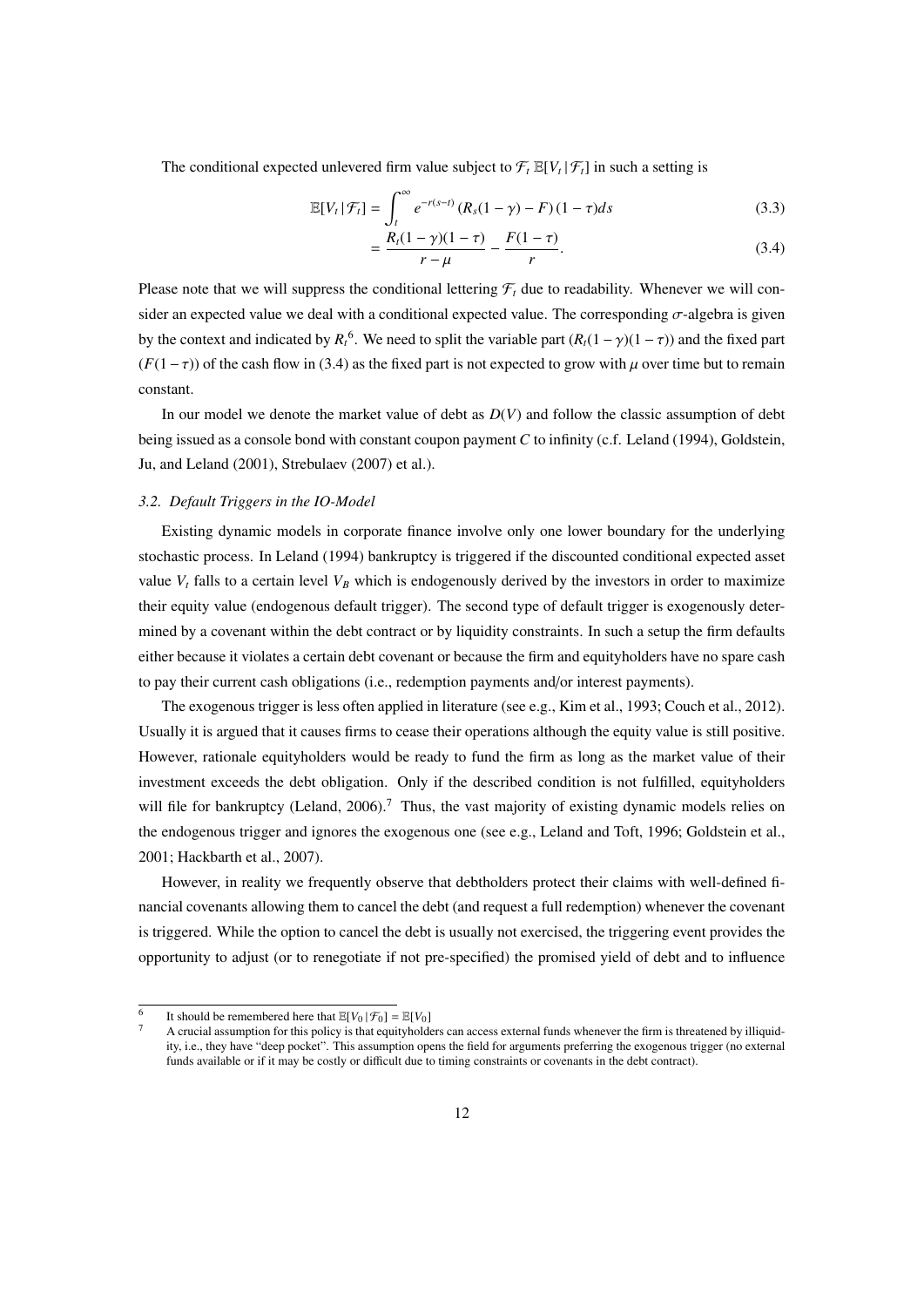The conditional expected unlevered firm value subject to $\mathcal{F}_t$ $\mathbb{E}[V_t\,|\,\mathcal{F}_t]$ in such a setting is

$$\mathbb{E}[V_t\,|\,\mathcal{F}_t] = \int_t^\infty e^{-r(s-t)} \left(R_s(1-\gamma) - F\right)(1-\tau) ds \tag{3.3}$$

$$= \frac{R_t(1-\gamma)(1-\tau)}{r-\mu} - \frac{F(1-\tau)}{r}. \tag{3.4}$$

Please note that we will suppress the conditional lettering $\mathcal{F}_t$ due to readability. Whenever we will consider an expected value we deal with a conditional expected value. The corresponding $\sigma$-algebra is given by the context and indicated by $R_t$[6]. We need to split the variable part $(R_t(1-\gamma)(1-\tau))$ and the fixed part $(F(1-\tau))$ of the cash flow in (3.4) as the fixed part is not expected to grow with $\mu$ over time but to remain constant.

In our model we denote the market value of debt as $D(V)$ and follow the classic assumption of debt being issued as a console bond with constant coupon payment $C$ to infinity (c.f. Leland (1994), Goldstein, Ju, and Leland (2001), Strebulaev (2007) et al.).

### *3.2. Default Triggers in the IO-Model*

Existing dynamic models in corporate finance involve only one lower boundary for the underlying stochastic process. In Leland (1994) bankruptcy is triggered if the discounted conditional expected asset value $V_t$ falls to a certain level $V_B$ which is endogenously derived by the investors in order to maximize their equity value (endogenous default trigger). The second type of default trigger is exogenously determined by a covenant within the debt contract or by liquidity constraints. In such a setup the firm defaults either because it violates a certain debt covenant or because the firm and equityholders have no spare cash to pay their current cash obligations (i.e., redemption payments and/or interest payments).

The exogenous trigger is less often applied in literature (see e.g., Kim et al., 1993; Couch et al., 2012). Usually it is argued that it causes firms to cease their operations although the equity value is still positive. However, rationale equityholders would be ready to fund the firm as long as the market value of their investment exceeds the debt obligation. Only if the described condition is not fulfilled, equityholders will file for bankruptcy (Leland, 2006).[7] Thus, the vast majority of existing dynamic models relies on the endogenous trigger and ignores the exogenous one (see e.g., Leland and Toft, 1996; Goldstein et al., 2001; Hackbarth et al., 2007).

However, in reality we frequently observe that debtholders protect their claims with well-defined financial covenants allowing them to cancel the debt (and request a full redemption) whenever the covenant is triggered. While the option to cancel the debt is usually not exercised, the triggering event provides the opportunity to adjust (or to renegotiate if not pre-specified) the promised yield of debt and to influence

---

[6] It should be remembered here that $\mathbb{E}[V_0\,|\,\mathcal{F}_0] = \mathbb{E}[V_0]$

[7] A crucial assumption for this policy is that equityholders can access external funds whenever the firm is threatened by illiquidity, i.e., they have "deep pocket". This assumption opens the field for arguments preferring the exogenous trigger (no external funds available or if it may be costly or difficult due to timing constraints or covenants in the debt contract).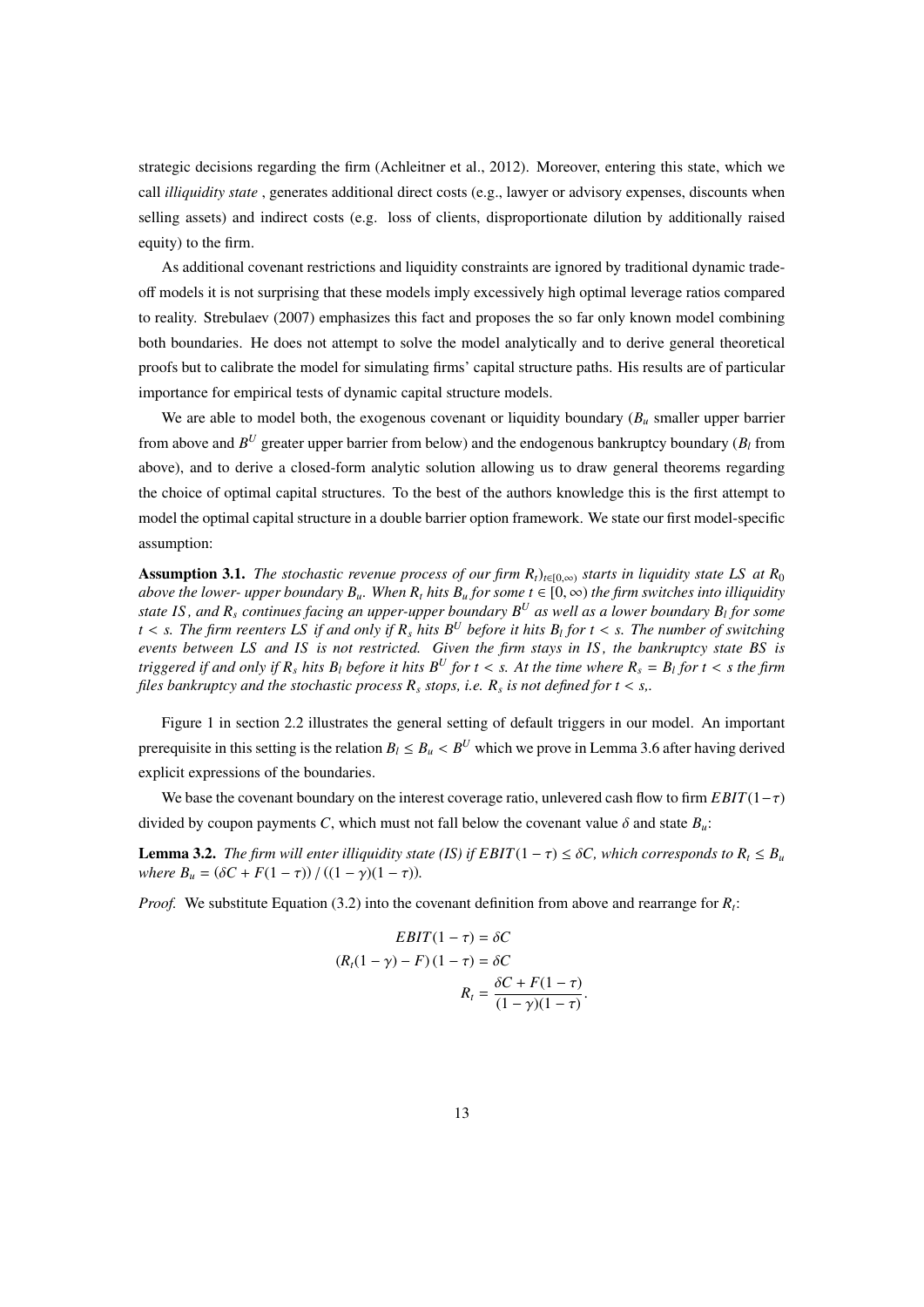strategic decisions regarding the firm (Achleitner et al., 2012). Moreover, entering this state, which we call *illiquidity state* , generates additional direct costs (e.g., lawyer or advisory expenses, discounts when selling assets) and indirect costs (e.g. loss of clients, disproportionate dilution by additionally raised equity) to the firm.

As additional covenant restrictions and liquidity constraints are ignored by traditional dynamic trade-off models it is not surprising that these models imply excessively high optimal leverage ratios compared to reality. Strebulaev (2007) emphasizes this fact and proposes the so far only known model combining both boundaries. He does not attempt to solve the model analytically and to derive general theoretical proofs but to calibrate the model for simulating firms' capital structure paths. His results are of particular importance for empirical tests of dynamic capital structure models.

We are able to model both, the exogenous covenant or liquidity boundary ($B_u$ smaller upper barrier from above and $B^U$ greater upper barrier from below) and the endogenous bankruptcy boundary ($B_l$ from above), and to derive a closed-form analytic solution allowing us to draw general theorems regarding the choice of optimal capital structures. To the best of the authors knowledge this is the first attempt to model the optimal capital structure in a double barrier option framework. We state our first model-specific assumption:

**Assumption 3.1.** *The stochastic revenue process of our firm $R_t)_{t\in[0,\infty)}$ starts in liquidity state LS at $R_0$ above the lower- upper boundary $B_u$. When $R_t$ hits $B_u$ for some $t \in [0, \infty)$ the firm switches into illiquidity state IS, and $R_s$ continues facing an upper-upper boundary $B^U$ as well as a lower boundary $B_l$ for some $t < s$. The firm reenters LS if and only if $R_s$ hits $B^U$ before it hits $B_l$ for $t < s$. The number of switching events between LS and IS is not restricted. Given the firm stays in IS, the bankruptcy state BS is triggered if and only if $R_s$ hits $B_l$ before it hits $B^U$ for $t < s$. At the time where $R_s = B_l$ for $t < s$ the firm files bankruptcy and the stochastic process $R_s$ stops, i.e. $R_s$ is not defined for $t < s$,.*

Figure 1 in section 2.2 illustrates the general setting of default triggers in our model. An important prerequisite in this setting is the relation $B_l \leq B_u < B^U$ which we prove in Lemma 3.6 after having derived explicit expressions of the boundaries.

We base the covenant boundary on the interest coverage ratio, unlevered cash flow to firm $EBIT(1-\tau)$ divided by coupon payments $C$, which must not fall below the covenant value $\delta$ and state $B_u$:

**Lemma 3.2.** *The firm will enter illiquidity state (IS) if $EBIT(1-\tau) \leq \delta C$, which corresponds to $R_t \leq B_u$ where $B_u = (\delta C + F(1-\tau)) / ((1-\gamma)(1-\tau))$.*

*Proof.* We substitute Equation (3.2) into the covenant definition from above and rearrange for $R_t$:

$$
\begin{aligned}
EBIT(1-\tau) &= \delta C \\
(R_t(1-\gamma) - F)(1-\tau) &= \delta C \\
R_t &= \frac{\delta C + F(1-\tau)}{(1-\gamma)(1-\tau)}.
\end{aligned}
$$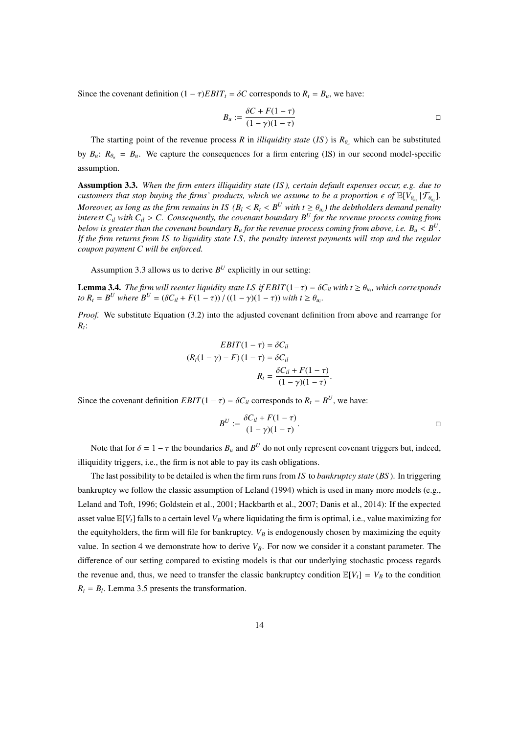Since the covenant definition $(1-\tau)EBIT_t = \delta C$ corresponds to $R_t = B_u$, we have:

$$B_u := \frac{\delta C + F(1-\tau)}{(1-\gamma)(1-\tau)} \qquad \square$$

The starting point of the revenue process $R$ in *illiquidity state* ($IS$) is $R_{\theta_u}$ which can be substituted by $B_u$: $R_{\theta_u} = B_u$. We capture the consequences for a firm entering (IS) in our second model-specific assumption.

**Assumption 3.3.** *When the firm enters illiquidity state (IS), certain default expenses occur, e.g. due to customers that stop buying the firms' products, which we assume to be a proportion $\epsilon$ of $\mathbb{E}[V_{\theta_{u_i}} | \mathcal{F}_{\theta_{u_i}}]$. Moreover, as long as the firm remains in IS ($B_l < R_t < B^U$ with $t \geq \theta_{u_i}$) the debtholders demand penalty interest $C_{il}$ with $C_{il} > C$. Consequently, the covenant boundary $B^U$ for the revenue process coming from below is greater than the covenant boundary $B_u$ for the revenue process coming from above, i.e. $B_u < B^U$. If the firm returns from IS to liquidity state LS, the penalty interest payments will stop and the regular coupon payment C will be enforced.*

Assumption 3.3 allows us to derive $B^U$ explicitly in our setting:

**Lemma 3.4.** *The firm will reenter liquidity state LS if $EBIT(1-\tau) = \delta C_{il}$ with $t \geq \theta_{u_i}$, which corresponds to $R_t = B^U$ where $B^U = (\delta C_{il} + F(1-\tau)) \,/\, ((1-\gamma)(1-\tau))$ with $t \geq \theta_{u_i}$.*

*Proof.* We substitute Equation (3.2) into the adjusted covenant definition from above and rearrange for $R_t$:

$$\begin{aligned}
EBIT(1-\tau) &= \delta C_{il} \\
(R_t(1-\gamma) - F)(1-\tau) &= \delta C_{il} \\
R_t &= \frac{\delta C_{il} + F(1-\tau)}{(1-\gamma)(1-\tau)}.
\end{aligned}$$

Since the covenant definition $EBIT(1-\tau) = \delta C_{il}$ corresponds to $R_t = B^U$, we have:

$$B^U := \frac{\delta C_{il} + F(1-\tau)}{(1-\gamma)(1-\tau)}. \qquad \square$$

Note that for $\delta = 1-\tau$ the boundaries $B_u$ and $B^U$ do not only represent covenant triggers but, indeed, illiquidity triggers, i.e., the firm is not able to pay its cash obligations.

The last possibility to be detailed is when the firm runs from $IS$ to *bankruptcy state* ($BS$). In triggering bankruptcy we follow the classic assumption of Leland (1994) which is used in many more models (e.g., Leland and Toft, 1996; Goldstein et al., 2001; Hackbarth et al., 2007; Danis et al., 2014): If the expected asset value $\mathbb{E}[V_t]$ falls to a certain level $V_B$ where liquidating the firm is optimal, i.e., value maximizing for the equityholders, the firm will file for bankruptcy. $V_B$ is endogenously chosen by maximizing the equity value. In section 4 we demonstrate how to derive $V_B$. For now we consider it a constant parameter. The difference of our setting compared to existing models is that our underlying stochastic process regards the revenue and, thus, we need to transfer the classic bankruptcy condition $\mathbb{E}[V_t] = V_B$ to the condition $R_t = B_l$. Lemma 3.5 presents the transformation.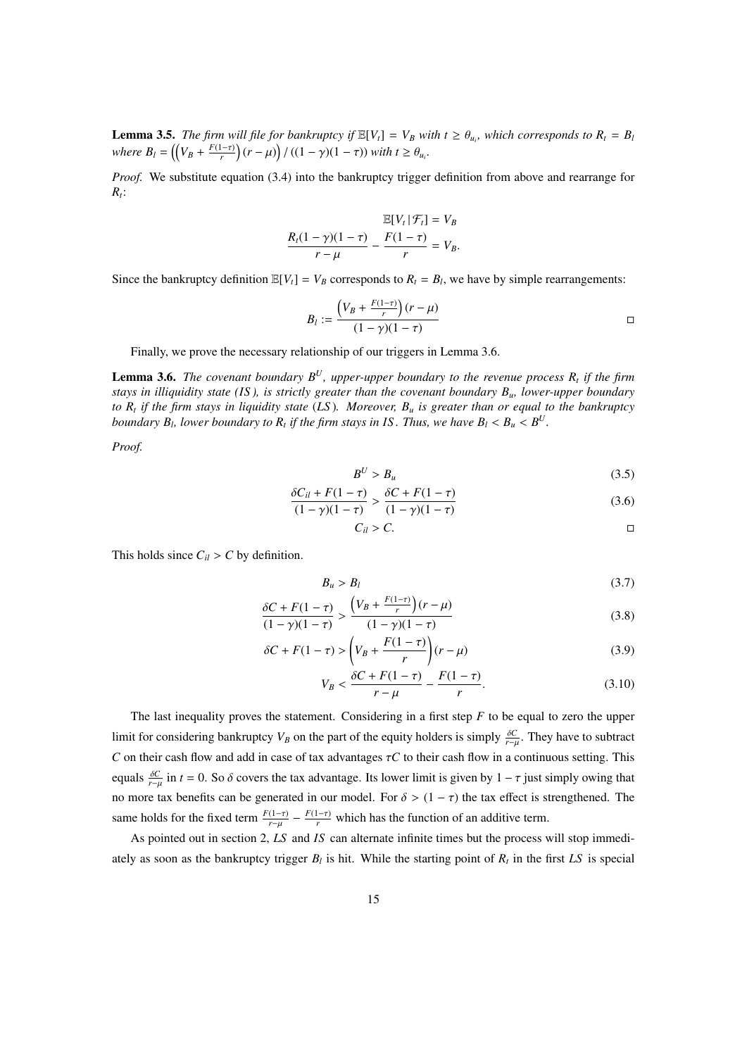**Lemma 3.5.** *The firm will file for bankruptcy if $\mathbb{E}[V_t] = V_B$ with $t \geq \theta_{u_i}$, which corresponds to $R_t = B_l$ where $B_l = \left(\left(V_B + \frac{F(1-\tau)}{r}\right)(r-\mu)\right) / ((1-\gamma)(1-\tau))$ with $t \geq \theta_{u_i}$.*

*Proof.* We substitute equation (3.4) into the bankruptcy trigger definition from above and rearrange for $R_t$:

$$\mathbb{E}[V_t \,|\, \mathcal{F}_t] = V_B$$

$$\frac{R_t(1-\gamma)(1-\tau)}{r-\mu} - \frac{F(1-\tau)}{r} = V_B.$$

Since the bankruptcy definition $\mathbb{E}[V_t] = V_B$ corresponds to $R_t = B_l$, we have by simple rearrangements:

$$B_l := \frac{\left(V_B + \frac{F(1-\tau)}{r}\right)(r-\mu)}{(1-\gamma)(1-\tau)}$$

□

Finally, we prove the necessary relationship of our triggers in Lemma 3.6.

**Lemma 3.6.** *The covenant boundary $B^U$, upper-upper boundary to the revenue process $R_t$ if the firm stays in illiquidity state (IS), is strictly greater than the covenant boundary $B_u$, lower-upper boundary to $R_t$ if the firm stays in liquidity state (LS). Moreover, $B_u$ is greater than or equal to the bankruptcy boundary $B_l$, lower boundary to $R_t$ if the firm stays in IS. Thus, we have $B_l < B_u < B^U$.*

*Proof.*

$$B^U > B_u \tag{3.5}$$

$$\frac{\delta C_{il} + F(1-\tau)}{(1-\gamma)(1-\tau)} > \frac{\delta C + F(1-\tau)}{(1-\gamma)(1-\tau)} \tag{3.6}$$

$$C_{il} > C.$$

□

This holds since $C_{il} > C$ by definition.

$$B_u > B_l \tag{3.7}$$

$$\frac{\delta C + F(1-\tau)}{(1-\gamma)(1-\tau)} > \frac{\left(V_B + \frac{F(1-\tau)}{r}\right)(r-\mu)}{(1-\gamma)(1-\tau)} \tag{3.8}$$

$$\delta C + F(1-\tau) > \left(V_B + \frac{F(1-\tau)}{r}\right)(r-\mu) \tag{3.9}$$

$$V_B < \frac{\delta C + F(1-\tau)}{r-\mu} - \frac{F(1-\tau)}{r}. \tag{3.10}$$

The last inequality proves the statement. Considering in a first step $F$ to be equal to zero the upper limit for considering bankruptcy $V_B$ on the part of the equity holders is simply $\frac{\delta C}{r-\mu}$. They have to subtract $C$ on their cash flow and add in case of tax advantages $\tau C$ to their cash flow in a continuous setting. This equals $\frac{\delta C}{r-\mu}$ in $t = 0$. So $\delta$ covers the tax advantage. Its lower limit is given by $1-\tau$ just simply owing that no more tax benefits can be generated in our model. For $\delta > (1-\tau)$ the tax effect is strengthened. The same holds for the fixed term $\frac{F(1-\tau)}{r-\mu} - \frac{F(1-\tau)}{r}$ which has the function of an additive term.

As pointed out in section 2, *LS* and *IS* can alternate infinite times but the process will stop immediately as soon as the bankruptcy trigger $B_l$ is hit. While the starting point of $R_t$ in the first *LS* is special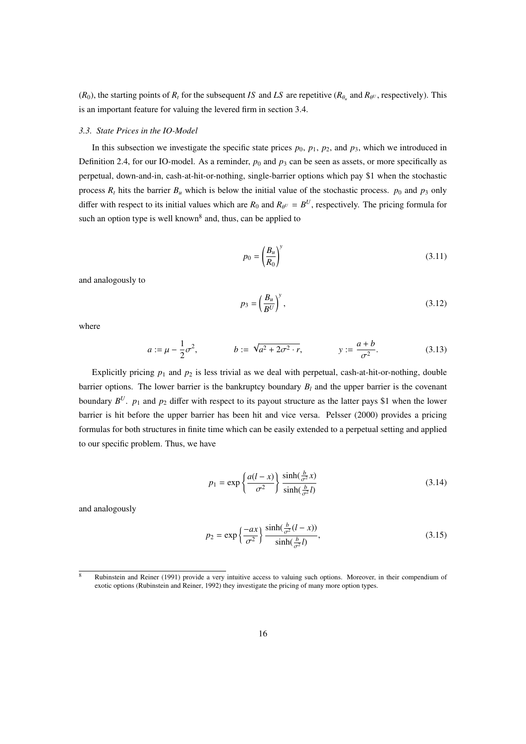($R_0$), the starting points of $R_t$ for the subsequent $IS$ and $LS$ are repetitive ($R_{\theta_u}$ and $R_{\theta^U}$, respectively). This is an important feature for valuing the levered firm in section 3.4.

### 3.3. State Prices in the IO-Model

In this subsection we investigate the specific state prices $p_0$, $p_1$, $p_2$, and $p_3$, which we introduced in Definition 2.4, for our IO-model. As a reminder, $p_0$ and $p_3$ can be seen as assets, or more specifically as perpetual, down-and-in, cash-at-hit-or-nothing, single-barrier options which pay \$1 when the stochastic process $R_t$ hits the barrier $B_u$ which is below the initial value of the stochastic process. $p_0$ and $p_3$ only differ with respect to its initial values which are $R_0$ and $R_{\theta^U} = B^U$, respectively. The pricing formula for such an option type is well known[8] and, thus, can be applied to

$$p_0 = \left(\frac{B_u}{R_0}\right)^y \tag{3.11}$$

and analogously to

$$p_3 = \left(\frac{B_u}{B^U}\right)^y, \tag{3.12}$$

where

$$a := \mu - \frac{1}{2}\sigma^2, \qquad b := \sqrt{a^2 + 2\sigma^2 \cdot r}, \qquad y := \frac{a+b}{\sigma^2}. \tag{3.13}$$

Explicitly pricing $p_1$ and $p_2$ is less trivial as we deal with perpetual, cash-at-hit-or-nothing, double barrier options. The lower barrier is the bankruptcy boundary $B_l$ and the upper barrier is the covenant boundary $B^U$. $p_1$ and $p_2$ differ with respect to its payout structure as the latter pays \$1 when the lower barrier is hit before the upper barrier has been hit and vice versa. Pelsser (2000) provides a pricing formulas for both structures in finite time which can be easily extended to a perpetual setting and applied to our specific problem. Thus, we have

$$p_1 = \exp\left\{\frac{a(l-x)}{\sigma^2}\right\} \frac{\sinh(\frac{b}{\sigma^2}x)}{\sinh(\frac{b}{\sigma^2}l)} \tag{3.14}$$

and analogously

$$p_2 = \exp\left\{\frac{-ax}{\sigma^2}\right\} \frac{\sinh(\frac{b}{\sigma^2}(l-x))}{\sinh(\frac{b}{\sigma^2}l)}, \tag{3.15}$$

[8] Rubinstein and Reiner (1991) provide a very intuitive access to valuing such options. Moreover, in their compendium of exotic options (Rubinstein and Reiner, 1992) they investigate the pricing of many more option types.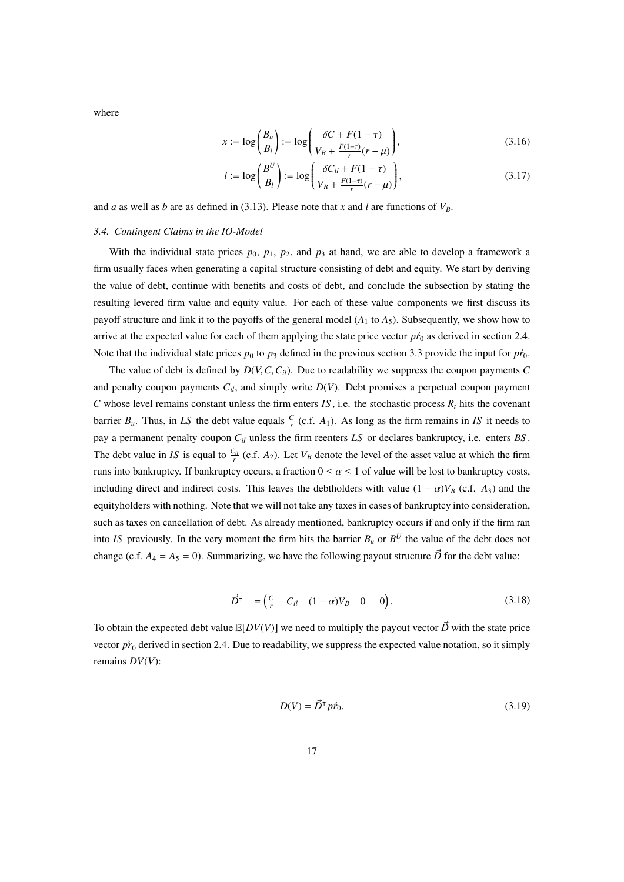where

$$x := \log\left(\frac{B_u}{B_l}\right) := \log\left(\frac{\delta C + F(1-\tau)}{V_B + \frac{F(1-\tau)}{r}(r-\mu)}\right), \tag{3.16}$$

$$l := \log\left(\frac{B^U}{B_l}\right) := \log\left(\frac{\delta C_{il} + F(1-\tau)}{V_B + \frac{F(1-\tau)}{r}(r-\mu)}\right), \tag{3.17}$$

and $a$ as well as $b$ are as defined in (3.13). Please note that $x$ and $l$ are functions of $V_B$.

### 3.4. Contingent Claims in the IO-Model

With the individual state prices $p_0$, $p_1$, $p_2$, and $p_3$ at hand, we are able to develop a framework a firm usually faces when generating a capital structure consisting of debt and equity. We start by deriving the value of debt, continue with benefits and costs of debt, and conclude the subsection by stating the resulting levered firm value and equity value. For each of these value components we first discuss its payoff structure and link it to the payoffs of the general model ($A_1$ to $A_5$). Subsequently, we show how to arrive at the expected value for each of them applying the state price vector $\vec{pr}_0$ as derived in section 2.4. Note that the individual state prices $p_0$ to $p_3$ defined in the previous section 3.3 provide the input for $\vec{pr}_0$.

The value of debt is defined by $D(V, C, C_{il})$. Due to readability we suppress the coupon payments $C$ and penalty coupon payments $C_{il}$, and simply write $D(V)$. Debt promises a perpetual coupon payment $C$ whose level remains constant unless the firm enters $IS$, i.e. the stochastic process $R_t$ hits the covenant barrier $B_u$. Thus, in $LS$ the debt value equals $\frac{C}{r}$ (c.f. $A_1$). As long as the firm remains in $IS$ it needs to pay a permanent penalty coupon $C_{il}$ unless the firm reenters $LS$ or declares bankruptcy, i.e. enters $BS$. The debt value in $IS$ is equal to $\frac{C_{il}}{r}$ (c.f. $A_2$). Let $V_B$ denote the level of the asset value at which the firm runs into bankruptcy. If bankruptcy occurs, a fraction $0 \leq \alpha \leq 1$ of value will be lost to bankruptcy costs, including direct and indirect costs. This leaves the debtholders with value $(1-\alpha)V_B$ (c.f. $A_3$) and the equityholders with nothing. Note that we will not take any taxes in cases of bankruptcy into consideration, such as taxes on cancellation of debt. As already mentioned, bankruptcy occurs if and only if the firm ran into $IS$ previously. In the very moment the firm hits the barrier $B_u$ or $B^U$ the value of the debt does not change (c.f. $A_4 = A_5 = 0$). Summarizing, we have the following payout structure $\vec{D}$ for the debt value:

$$\vec{D}^\intercal \;= \begin{pmatrix} \frac{C}{r} & C_{il} & (1-\alpha)V_B & 0 & 0 \end{pmatrix}. \tag{3.18}$$

To obtain the expected debt value $\mathbb{E}[DV(V)]$ we need to multiply the payout vector $\vec{D}$ with the state price vector $\vec{pr}_0$ derived in section 2.4. Due to readability, we suppress the expected value notation, so it simply remains $DV(V)$:

$$D(V) = \vec{D}^\intercal \vec{pr}_0. \tag{3.19}$$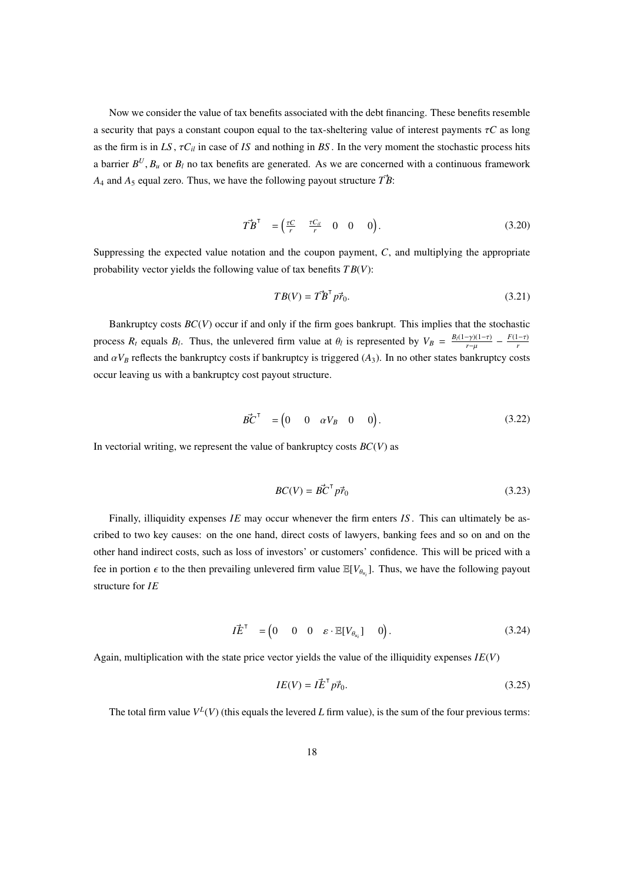Now we consider the value of tax benefits associated with the debt financing. These benefits resemble a security that pays a constant coupon equal to the tax-sheltering value of interest payments $\tau C$ as long as the firm is in $LS$, $\tau C_{il}$ in case of $IS$ and nothing in $BS$. In the very moment the stochastic process hits a barrier $B^U$, $B_u$ or $B_l$ no tax benefits are generated. As we are concerned with a continuous framework $A_4$ and $A_5$ equal zero. Thus, we have the following payout structure $\vec{TB}$:

$$\vec{TB}^\intercal \quad = \begin{pmatrix} \frac{\tau C}{r} & \frac{\tau C_{il}}{r} & 0 & 0 & 0 \end{pmatrix}. \tag{3.20}$$

Suppressing the expected value notation and the coupon payment, $C$, and multiplying the appropriate probability vector yields the following value of tax benefits $TB(V)$:

$$TB(V) = \vec{TB}^\intercal \vec{p r}_0. \tag{3.21}$$

Bankruptcy costs $BC(V)$ occur if and only if the firm goes bankrupt. This implies that the stochastic process $R_t$ equals $B_l$. Thus, the unlevered firm value at $\theta_l$ is represented by $V_B = \frac{B_l(1-\gamma)(1-\tau)}{r-\mu} - \frac{F(1-\tau)}{r}$ and $\alpha V_B$ reflects the bankruptcy costs if bankruptcy is triggered ($A_3$). In no other states bankruptcy costs occur leaving us with a bankruptcy cost payout structure.

$$\vec{BC}^\intercal \quad = \begin{pmatrix} 0 & 0 & \alpha V_B & 0 & 0 \end{pmatrix}. \tag{3.22}$$

In vectorial writing, we represent the value of bankruptcy costs $BC(V)$ as

$$BC(V) = \vec{BC}^\intercal \vec{p r}_0 \tag{3.23}$$

Finally, illiquidity expenses $IE$ may occur whenever the firm enters $IS$. This can ultimately be ascribed to two key causes: on the one hand, direct costs of lawyers, banking fees and so on and on the other hand indirect costs, such as loss of investors' or customers' confidence. This will be priced with a fee in portion $\epsilon$ to the then prevailing unlevered firm value $\mathbb{E}[V_{\theta_{u_i}}]$. Thus, we have the following payout structure for $IE$

$$\vec{IE}^\intercal \quad = \begin{pmatrix} 0 & 0 & 0 & \varepsilon \cdot \mathbb{E}[V_{\theta_{u_i}}] & 0 \end{pmatrix}. \tag{3.24}$$

Again, multiplication with the state price vector yields the value of the illiquidity expenses $IE(V)$

$$IE(V) = \vec{IE}^\intercal \vec{p r}_0. \tag{3.25}$$

The total firm value $V^L(V)$ (this equals the levered $L$ firm value), is the sum of the four previous terms: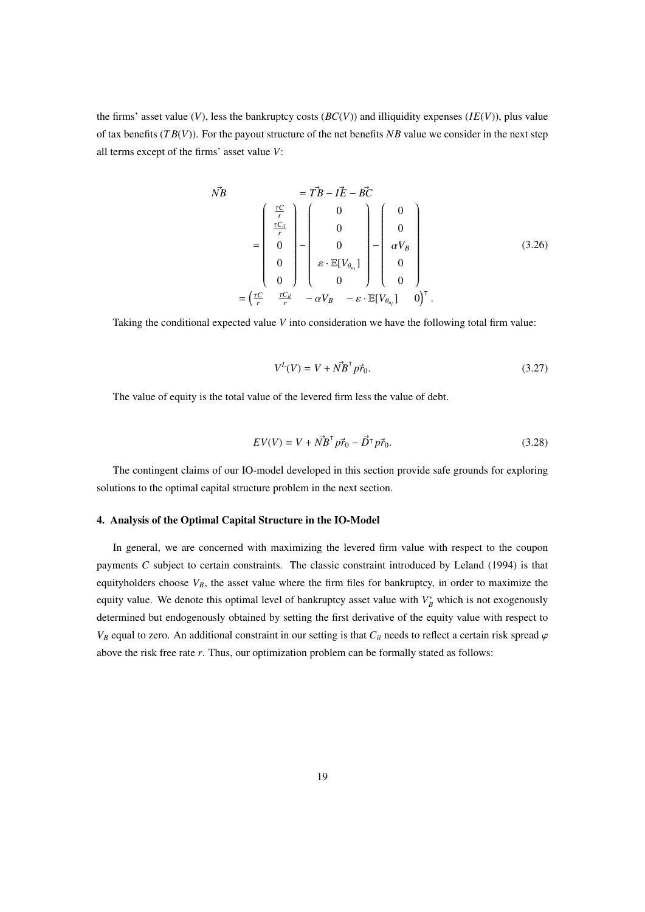the firms' asset value ($V$), less the bankruptcy costs ($BC(V)$) and illiquidity expenses ($IE(V)$), plus value of tax benefits ($TB(V)$). For the payout structure of the net benefits $NB$ value we consider in the next step all terms except of the firms' asset value $V$:

$$
\begin{aligned}
\vec{NB} \quad &= \vec{TB} - \vec{IE} - \vec{BC} \\
&= \begin{pmatrix} \frac{\tau C}{r} \\ \frac{\tau C_{il}}{r} \\ 0 \\ 0 \\ 0 \end{pmatrix} - \begin{pmatrix} 0 \\ 0 \\ 0 \\ \varepsilon \cdot \mathbb{E}[V_{\theta_{u_i}}] \\ 0 \end{pmatrix} - \begin{pmatrix} 0 \\ 0 \\ \alpha V_B \\ 0 \\ 0 \end{pmatrix} \\
&= \begin{pmatrix} \frac{\tau C}{r} & \frac{\tau C_{il}}{r} & -\alpha V_B & -\varepsilon \cdot \mathbb{E}[V_{\theta_{u_i}}] & 0 \end{pmatrix}^{\intercal}.
\end{aligned} \tag{3.26}
$$

Taking the conditional expected value $V$ into consideration we have the following total firm value:

$$
V^L(V) = V + \vec{NB}^{\intercal} p\vec{r}_0. \tag{3.27}
$$

The value of equity is the total value of the levered firm less the value of debt.

$$
EV(V) = V + \vec{NB}^{\intercal} p\vec{r}_0 - \vec{D}^{\intercal} p\vec{r}_0. \tag{3.28}
$$

The contingent claims of our IO-model developed in this section provide safe grounds for exploring solutions to the optimal capital structure problem in the next section.

## 4. Analysis of the Optimal Capital Structure in the IO-Model

In general, we are concerned with maximizing the levered firm value with respect to the coupon payments $C$ subject to certain constraints. The classic constraint introduced by Leland (1994) is that equityholders choose $V_B$, the asset value where the firm files for bankruptcy, in order to maximize the equity value. We denote this optimal level of bankruptcy asset value with $V_B^*$ which is not exogenously determined but endogenously obtained by setting the first derivative of the equity value with respect to $V_B$ equal to zero. An additional constraint in our setting is that $C_{il}$ needs to reflect a certain risk spread $\varphi$ above the risk free rate $r$. Thus, our optimization problem can be formally stated as follows: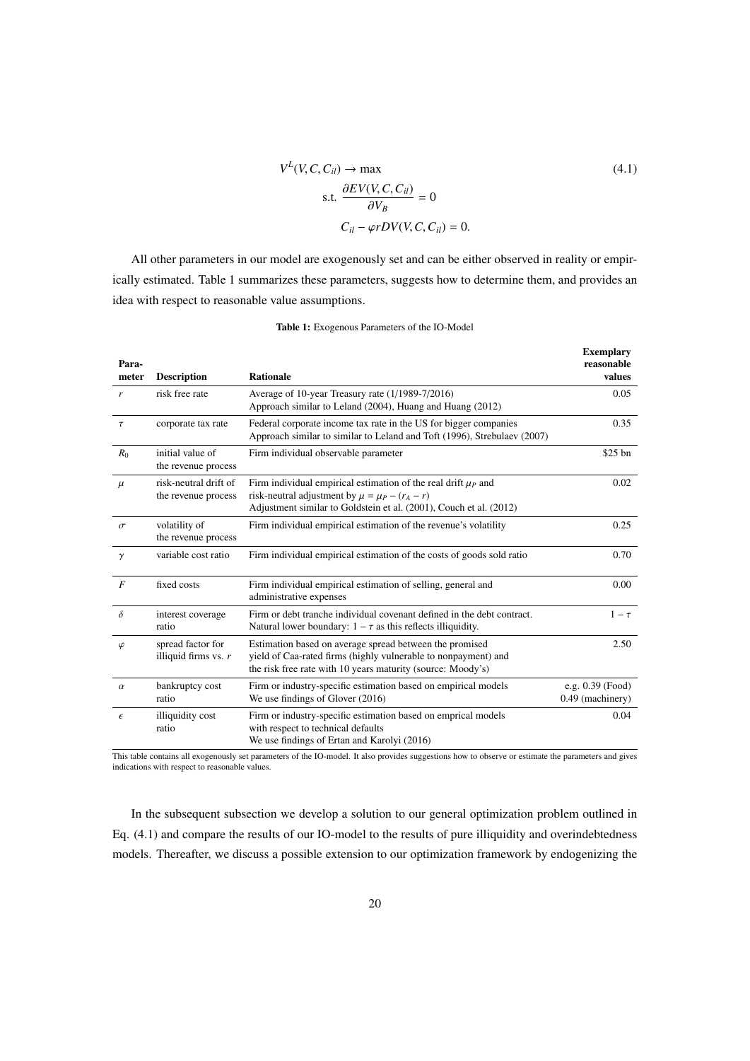$$
\begin{aligned}
V^L(V, C, C_{il}) &\rightarrow \max \\
\text{s.t. } \frac{\partial EV(V, C, C_{il})}{\partial V_B} &= 0 \\
C_{il} - \varphi r DV(V, C, C_{il}) &= 0.
\end{aligned}
\tag{4.1}
$$

All other parameters in our model are exogenously set and can be either observed in reality or empirically estimated. Table 1 summarizes these parameters, suggests how to determine them, and provides an idea with respect to reasonable value assumptions.

**Table 1:** Exogenous Parameters of the IO-Model

| Parameter | Description | Rationale | Exemplary reasonable values |
|---|---|---|---|
| $r$ | risk free rate | Average of 10-year Treasury rate (1/1989-7/2016)<br>Approach similar to Leland (2004), Huang and Huang (2012) | 0.05 |
| $\tau$ | corporate tax rate | Federal corporate income tax rate in the US for bigger companies<br>Approach similar to similar to Leland and Toft (1996), Strebulaev (2007) | 0.35 |
| $R_0$ | initial value of the revenue process | Firm individual observable parameter | \$25 bn |
| $\mu$ | risk-neutral drift of the revenue process | Firm individual empirical estimation of the real drift $\mu_P$ and<br>risk-neutral adjustment by $\mu = \mu_P - (r_A - r)$<br>Adjustment similar to Goldstein et al. (2001), Couch et al. (2012) | 0.02 |
| $\sigma$ | volatility of the revenue process | Firm individual empirical estimation of the revenue's volatility | 0.25 |
| $\gamma$ | variable cost ratio | Firm individual empirical estimation of the costs of goods sold ratio | 0.70 |
| $F$ | fixed costs | Firm individual empirical estimation of selling, general and administrative expenses | 0.00 |
| $\delta$ | interest coverage ratio | Firm or debt tranche individual covenant defined in the debt contract.<br>Natural lower boundary: $1 - \tau$ as this reflects illiquidity. | $1 - \tau$ |
| $\varphi$ | spread factor for illiquid firms vs. $r$ | Estimation based on average spread between the promised<br>yield of Caa-rated firms (highly vulnerable to nonpayment) and<br>the risk free rate with 10 years maturity (source: Moody's) | 2.50 |
| $\alpha$ | bankruptcy cost ratio | Firm or industry-specific estimation based on empirical models<br>We use findings of Glover (2016) | e.g. 0.39 (Food)<br>0.49 (machinery) |
| $\epsilon$ | illiquidity cost ratio | Firm or industry-specific estimation based on emprical models<br>with respect to technical defaults<br>We use findings of Ertan and Karolyi (2016) | 0.04 |

This table contains all exogenously set parameters of the IO-model. It also provides suggestions how to observe or estimate the parameters and gives indications with respect to reasonable values.

In the subsequent subsection we develop a solution to our general optimization problem outlined in Eq. (4.1) and compare the results of our IO-model to the results of pure illiquidity and overindebtedness models. Thereafter, we discuss a possible extension to our optimization framework by endogenizing the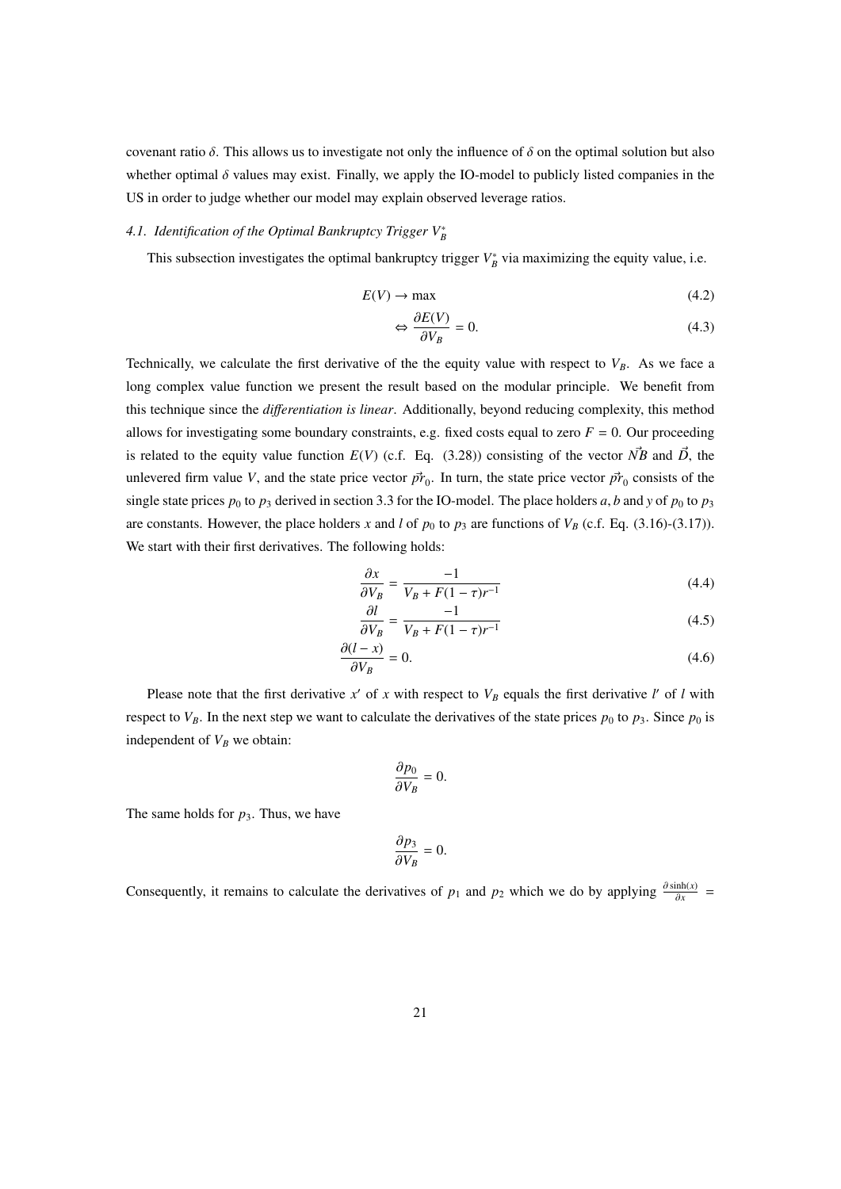covenant ratio $\delta$. This allows us to investigate not only the influence of $\delta$ on the optimal solution but also whether optimal $\delta$ values may exist. Finally, we apply the IO-model to publicly listed companies in the US in order to judge whether our model may explain observed leverage ratios.

### *4.1. Identification of the Optimal Bankruptcy Trigger $V_B^*$*

This subsection investigates the optimal bankruptcy trigger $V_B^*$ via maximizing the equity value, i.e.

$$E(V) \rightarrow \max \tag{4.2}$$

$$\Leftrightarrow \frac{\partial E(V)}{\partial V_B} = 0. \tag{4.3}$$

Technically, we calculate the first derivative of the the equity value with respect to $V_B$. As we face a long complex value function we present the result based on the modular principle. We benefit from this technique since the *differentiation is linear*. Additionally, beyond reducing complexity, this method allows for investigating some boundary constraints, e.g. fixed costs equal to zero $F = 0$. Our proceeding is related to the equity value function $E(V)$ (c.f. Eq. (3.28)) consisting of the vector $\vec{NB}$ and $\vec{D}$, the unlevered firm value $V$, and the state price vector $\vec{pr}_0$. In turn, the state price vector $\vec{pr}_0$ consists of the single state prices $p_0$ to $p_3$ derived in section 3.3 for the IO-model. The place holders $a, b$ and $y$ of $p_0$ to $p_3$ are constants. However, the place holders $x$ and $l$ of $p_0$ to $p_3$ are functions of $V_B$ (c.f. Eq. (3.16)-(3.17)). We start with their first derivatives. The following holds:

$$\frac{\partial x}{\partial V_B} = \frac{-1}{V_B + F(1-\tau)r^{-1}} \tag{4.4}$$

$$\frac{\partial l}{\partial V_B} = \frac{-1}{V_B + F(1-\tau)r^{-1}} \tag{4.5}$$

$$\frac{\partial (l-x)}{\partial V_B} = 0. \tag{4.6}$$

Please note that the first derivative $x'$ of $x$ with respect to $V_B$ equals the first derivative $l'$ of $l$ with respect to $V_B$. In the next step we want to calculate the derivatives of the state prices $p_0$ to $p_3$. Since $p_0$ is independent of $V_B$ we obtain:

$$\frac{\partial p_0}{\partial V_B} = 0.$$

The same holds for $p_3$. Thus, we have

$$\frac{\partial p_3}{\partial V_B} = 0.$$

Consequently, it remains to calculate the derivatives of $p_1$ and $p_2$ which we do by applying $\frac{\partial \sinh(x)}{\partial x} =$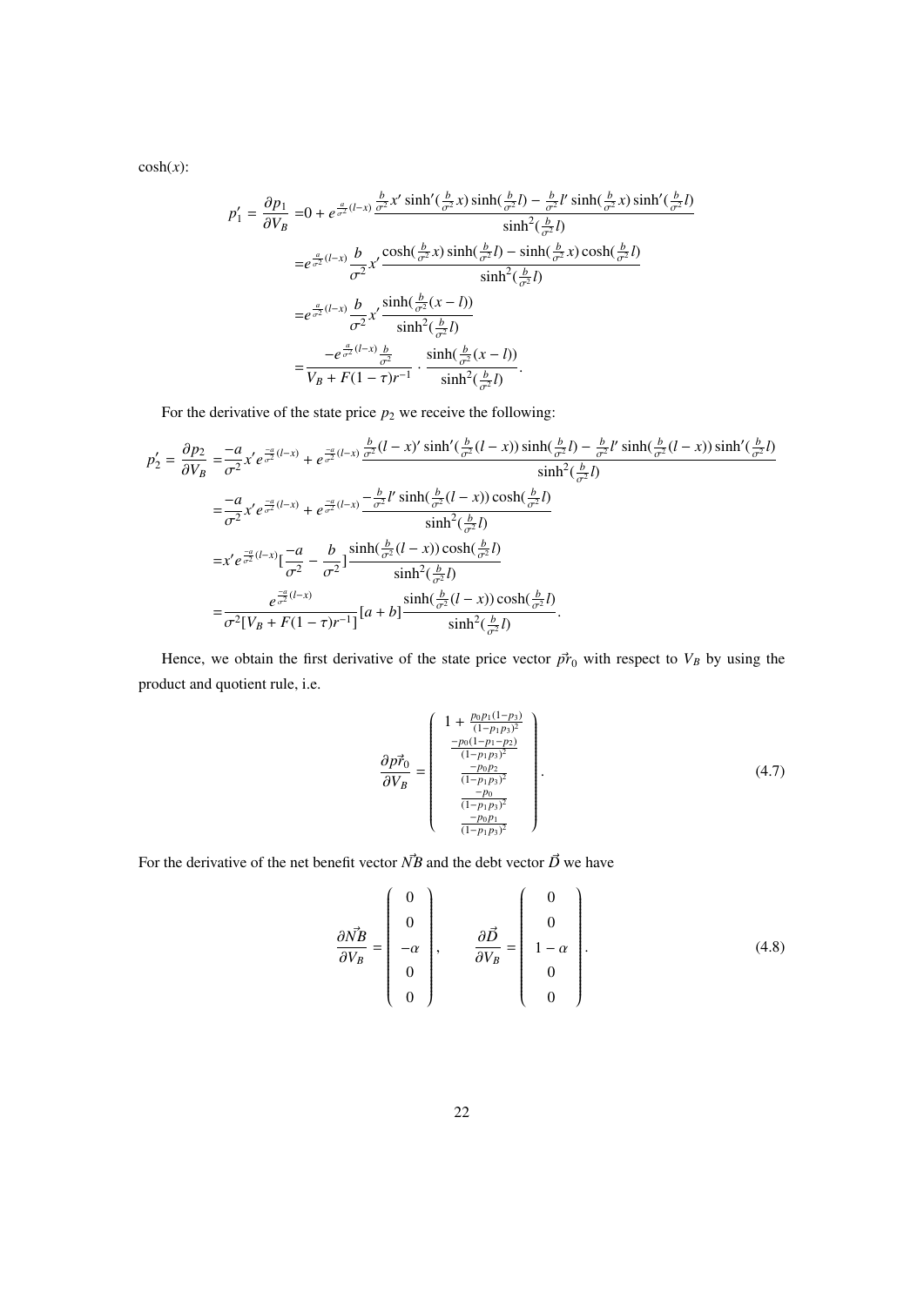cosh($x$):

$$
\begin{aligned}
p_1' = \frac{\partial p_1}{\partial V_B} =& 0 + e^{\frac{a}{\sigma^2}(l-x)} \frac{\frac{b}{\sigma^2}x' \sinh'(\frac{b}{\sigma^2}x)\sinh(\frac{b}{\sigma^2}l) - \frac{b}{\sigma^2}l' \sinh(\frac{b}{\sigma^2}x)\sinh'(\frac{b}{\sigma^2}l)}{\sinh^2(\frac{b}{\sigma^2}l)} \\
=& e^{\frac{a}{\sigma^2}(l-x)} \frac{b}{\sigma^2} x' \frac{\cosh(\frac{b}{\sigma^2}x)\sinh(\frac{b}{\sigma^2}l) - \sinh(\frac{b}{\sigma^2}x)\cosh(\frac{b}{\sigma^2}l)}{\sinh^2(\frac{b}{\sigma^2}l)} \\
=& e^{\frac{a}{\sigma^2}(l-x)} \frac{b}{\sigma^2} x' \frac{\sinh(\frac{b}{\sigma^2}(x-l))}{\sinh^2(\frac{b}{\sigma^2}l)} \\
=& \frac{-e^{\frac{a}{\sigma^2}(l-x)}\frac{b}{\sigma^2}}{V_B + F(1-\tau)r^{-1}} \cdot \frac{\sinh(\frac{b}{\sigma^2}(x-l))}{\sinh^2(\frac{b}{\sigma^2}l)}.
\end{aligned}
$$

For the derivative of the state price $p_2$ we receive the following:

$$
\begin{aligned}
p_2' = \frac{\partial p_2}{\partial V_B} =& \frac{-a}{\sigma^2}x' e^{\frac{-a}{\sigma^2}(l-x)} + e^{\frac{-a}{\sigma^2}(l-x)} \frac{\frac{b}{\sigma^2}(l-x)' \sinh'(\frac{b}{\sigma^2}(l-x))\sinh(\frac{b}{\sigma^2}l) - \frac{b}{\sigma^2}l' \sinh(\frac{b}{\sigma^2}(l-x))\sinh'(\frac{b}{\sigma^2}l)}{\sinh^2(\frac{b}{\sigma^2}l)} \\
=& \frac{-a}{\sigma^2}x' e^{\frac{-a}{\sigma^2}(l-x)} + e^{\frac{-a}{\sigma^2}(l-x)} \frac{-\frac{b}{\sigma^2}l' \sinh(\frac{b}{\sigma^2}(l-x))\cosh(\frac{b}{\sigma^2}l)}{\sinh^2(\frac{b}{\sigma^2}l)} \\
=& x' e^{\frac{-a}{\sigma^2}(l-x)} [\frac{-a}{\sigma^2} - \frac{b}{\sigma^2}] \frac{\sinh(\frac{b}{\sigma^2}(l-x))\cosh(\frac{b}{\sigma^2}l)}{\sinh^2(\frac{b}{\sigma^2}l)} \\
=& \frac{e^{\frac{-a}{\sigma^2}(l-x)}}{\sigma^2[V_B + F(1-\tau)r^{-1}]} [a+b] \frac{\sinh(\frac{b}{\sigma^2}(l-x))\cosh(\frac{b}{\sigma^2}l)}{\sinh^2(\frac{b}{\sigma^2}l)}.
\end{aligned}
$$

Hence, we obtain the first derivative of the state price vector $\vec{pr}_0$ with respect to $V_B$ by using the product and quotient rule, i.e.

$$
\frac{\partial \vec{pr}_0}{\partial V_B} = \begin{pmatrix} 1 + \frac{p_0 p_1 (1-p_3)}{(1-p_1 p_3)^2} \\ \frac{-p_0(1-p_1-p_2)}{(1-p_1 p_3)^2} \\ \frac{-p_0 p_2}{(1-p_1 p_3)^2} \\ \frac{-p_0}{(1-p_1 p_3)^2} \\ \frac{-p_0 p_1}{(1-p_1 p_3)^2} \end{pmatrix}. \tag{4.7}
$$

For the derivative of the net benefit vector $\vec{NB}$ and the debt vector $\vec{D}$ we have

$$
\frac{\partial \vec{NB}}{\partial V_B} = \begin{pmatrix} 0 \\ 0 \\ -\alpha \\ 0 \\ 0 \end{pmatrix}, \qquad \frac{\partial \vec{D}}{\partial V_B} = \begin{pmatrix} 0 \\ 0 \\ 1-\alpha \\ 0 \\ 0 \end{pmatrix}. \tag{4.8}
$$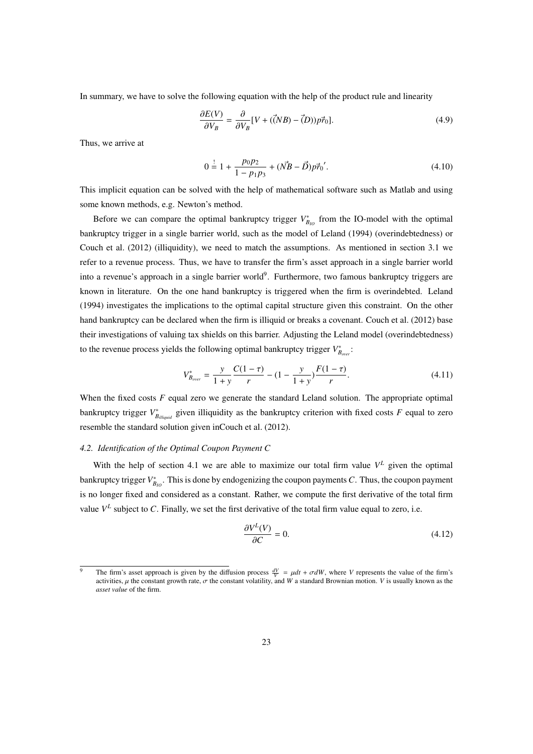In summary, we have to solve the following equation with the help of the product rule and linearity

$$\frac{\partial E(V)}{\partial V_B} = \frac{\partial}{\partial V_B}[V + ((\vec{N}B) - (\vec{D}))p\vec{r}_0]. \tag{4.9}$$

Thus, we arrive at

$$0 \stackrel{!}{=} 1 + \frac{p_0 p_2}{1 - p_1 p_3} + (\vec{NB} - \vec{D})p\vec{r}_0{}'. \tag{4.10}$$

This implicit equation can be solved with the help of mathematical software such as Matlab and using some known methods, e.g. Newton's method.

Before we can compare the optimal bankruptcy trigger $V^*_{B_{IO}}$ from the IO-model with the optimal bankruptcy trigger in a single barrier world, such as the model of Leland (1994) (overindebtedness) or Couch et al. (2012) (illiquidity), we need to match the assumptions. As mentioned in section 3.1 we refer to a revenue process. Thus, we have to transfer the firm's asset approach in a single barrier world into a revenue's approach in a single barrier world[9]. Furthermore, two famous bankruptcy triggers are known in literature. On the one hand bankruptcy is triggered when the firm is overindebted. Leland (1994) investigates the implications to the optimal capital structure given this constraint. On the other hand bankruptcy can be declared when the firm is illiquid or breaks a covenant. Couch et al. (2012) base their investigations of valuing tax shields on this barrier. Adjusting the Leland model (overindebtedness) to the revenue process yields the following optimal bankruptcy trigger $V^*_{B_{over}}$:

$$V^*_{B_{over}} = \frac{y}{1+y}\frac{C(1-\tau)}{r} - (1 - \frac{y}{1+y})\frac{F(1-\tau)}{r}. \tag{4.11}$$

When the fixed costs $F$ equal zero we generate the standard Leland solution. The appropriate optimal bankruptcy trigger $V^*_{B_{illiquid}}$ given illiquidity as the bankruptcy criterion with fixed costs $F$ equal to zero resemble the standard solution given inCouch et al. (2012).

### 4.2. Identification of the Optimal Coupon Payment C

With the help of section 4.1 we are able to maximize our total firm value $V^L$ given the optimal bankruptcy trigger $V^*_{B_{IO}}$. This is done by endogenizing the coupon payments $C$. Thus, the coupon payment is no longer fixed and considered as a constant. Rather, we compute the first derivative of the total firm value $V^L$ subject to $C$. Finally, we set the first derivative of the total firm value equal to zero, i.e.

$$\frac{\partial V^L(V)}{\partial C} = 0. \tag{4.12}$$

---

[9] The firm's asset approach is given by the diffusion process $\frac{dV}{V} = \mu dt + \sigma dW$, where $V$ represents the value of the firm's activities, $\mu$ the constant growth rate, $\sigma$ the constant volatility, and $W$ a standard Brownian motion. $V$ is usually known as the *asset value* of the firm.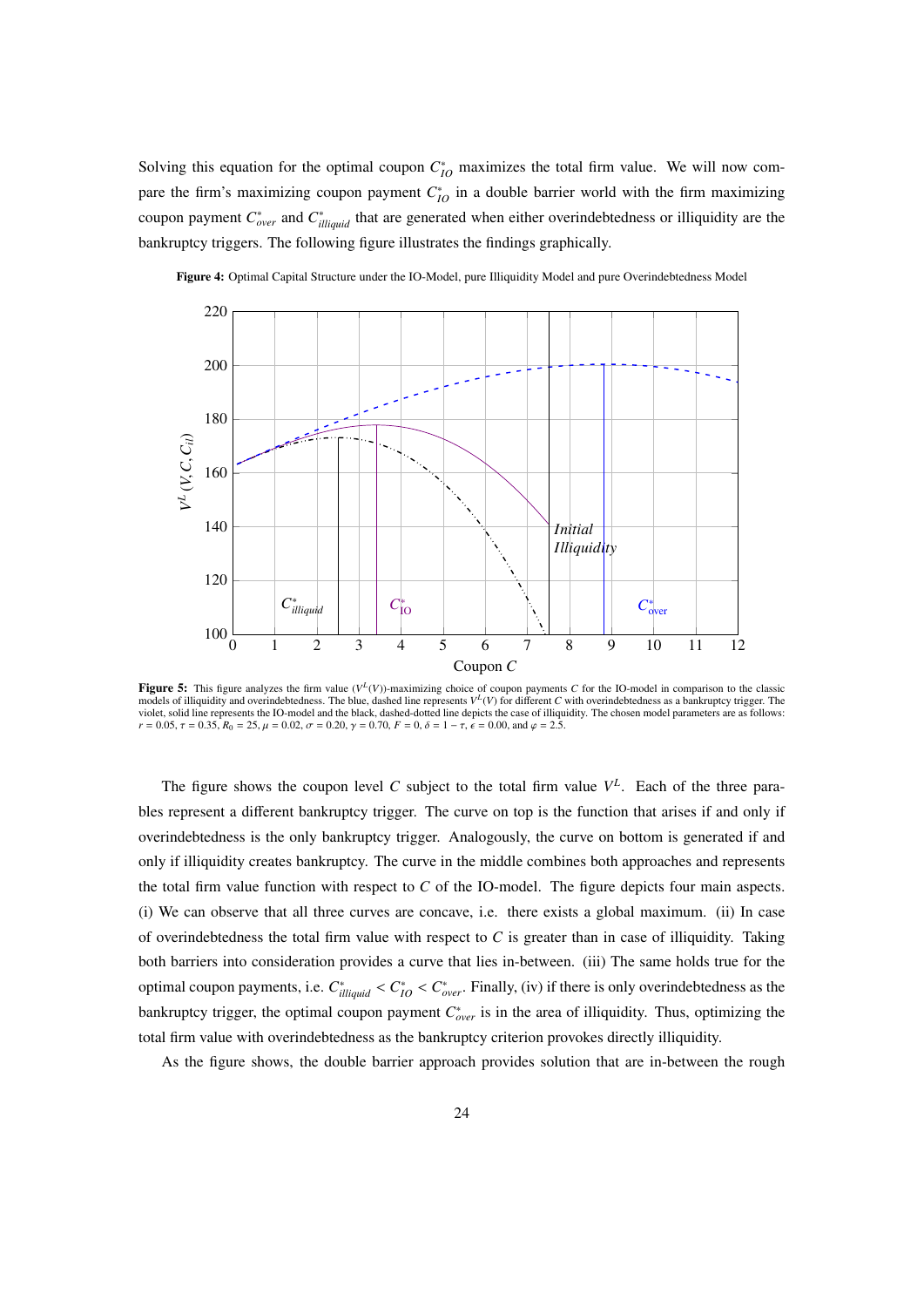Solving this equation for the optimal coupon $C^*_{IO}$ maximizes the total firm value. We will now compare the firm's maximizing coupon payment $C^*_{IO}$ in a double barrier world with the firm maximizing coupon payment $C^*_{over}$ and $C^*_{illiquid}$ that are generated when either overindebtedness or illiquidity are the bankruptcy triggers. The following figure illustrates the findings graphically.

**Figure 4:** Optimal Capital Structure under the IO-Model, pure Illiquidity Model and pure Overindebtedness Model

**Figure 5:** This figure analyzes the firm value ($V^L(V)$)-maximizing choice of coupon payments $C$ for the IO-model in comparison to the classic models of illiquidity and overindebtedness. The blue, dashed line represents $V^L(V)$ for different $C$ with overindebtedness as a bankruptcy trigger. The violet, solid line represents the IO-model and the black, dashed-dotted line depicts the case of illiquidity. The chosen model parameters are as follows: $r = 0.05$, $\tau = 0.35$, $R_0 = 25$, $\mu = 0.02$, $\sigma = 0.20$, $\gamma = 0.70$, $F = 0$, $\delta = 1 - \tau$, $\epsilon = 0.00$, and $\varphi = 2.5$.

The figure shows the coupon level $C$ subject to the total firm value $V^L$. Each of the three parables represent a different bankruptcy trigger. The curve on top is the function that arises if and only if overindebtedness is the only bankruptcy trigger. Analogously, the curve on bottom is generated if and only if illiquidity creates bankruptcy. The curve in the middle combines both approaches and represents the total firm value function with respect to $C$ of the IO-model. The figure depicts four main aspects. (i) We can observe that all three curves are concave, i.e. there exists a global maximum. (ii) In case of overindebtedness the total firm value with respect to $C$ is greater than in case of illiquidity. Taking both barriers into consideration provides a curve that lies in-between. (iii) The same holds true for the optimal coupon payments, i.e. $C^*_{illiquid} < C^*_{IO} < C^*_{over}$. Finally, (iv) if there is only overindebtedness as the bankruptcy trigger, the optimal coupon payment $C^*_{over}$ is in the area of illiquidity. Thus, optimizing the total firm value with overindebtedness as the bankruptcy criterion provokes directly illiquidity.

As the figure shows, the double barrier approach provides solution that are in-between the rough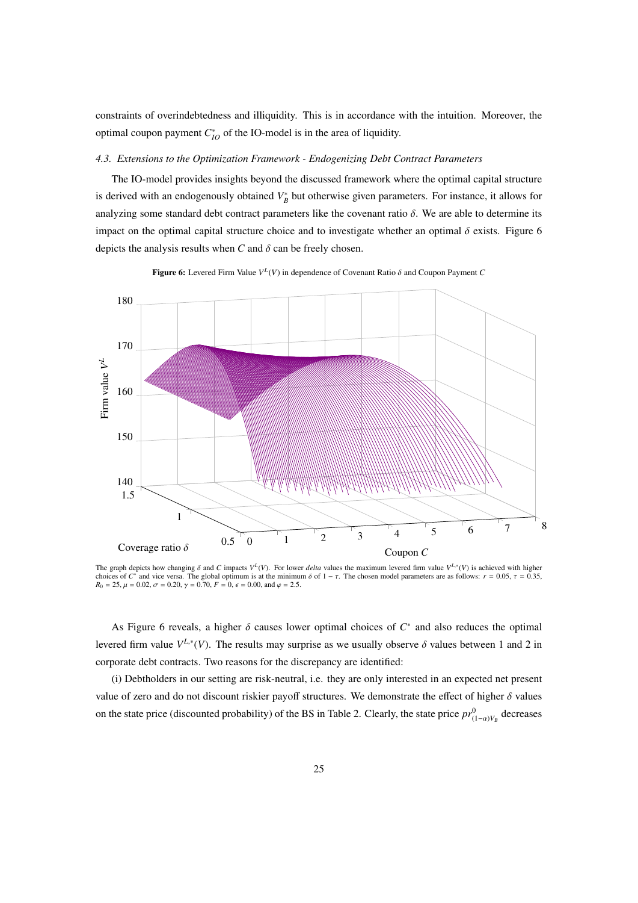constraints of overindebtedness and illiquidity. This is in accordance with the intuition. Moreover, the optimal coupon payment $C^*_{IO}$ of the IO-model is in the area of liquidity.

### *4.3. Extensions to the Optimization Framework - Endogenizing Debt Contract Parameters*

The IO-model provides insights beyond the discussed framework where the optimal capital structure is derived with an endogenously obtained $V^*_B$ but otherwise given parameters. For instance, it allows for analyzing some standard debt contract parameters like the covenant ratio $\delta$. We are able to determine its impact on the optimal capital structure choice and to investigate whether an optimal $\delta$ exists. Figure 6 depicts the analysis results when $C$ and $\delta$ can be freely chosen.

**Figure 6:** Levered Firm Value $V^L(V)$ in dependence of Covenant Ratio $\delta$ and Coupon Payment $C$

The graph depicts how changing $\delta$ and $C$ impacts $V^L(V)$. For lower *delta* values the maximum levered firm value $V^{L,*}(V)$ is achieved with higher choices of $C^*$ and vice versa. The global optimum is at the minimum $\delta$ of $1 - \tau$. The chosen model parameters are as follows: $r = 0.05$, $\tau = 0.35$, $R_0 = 25$, $\mu = 0.02$, $\sigma = 0.20$, $\gamma = 0.70$, $F = 0$, $\epsilon = 0.00$, and $\varphi = 2.5$.

As Figure 6 reveals, a higher $\delta$ causes lower optimal choices of $C^*$ and also reduces the optimal levered firm value $V^{L,*}(V)$. The results may surprise as we usually observe $\delta$ values between 1 and 2 in corporate debt contracts. Two reasons for the discrepancy are identified:

(i) Debtholders in our setting are risk-neutral, i.e. they are only interested in an expected net present value of zero and do not discount riskier payoff structures. We demonstrate the effect of higher $\delta$ values on the state price (discounted probability) of the BS in Table 2. Clearly, the state price $pr^0_{(1-\alpha)V_B}$ decreases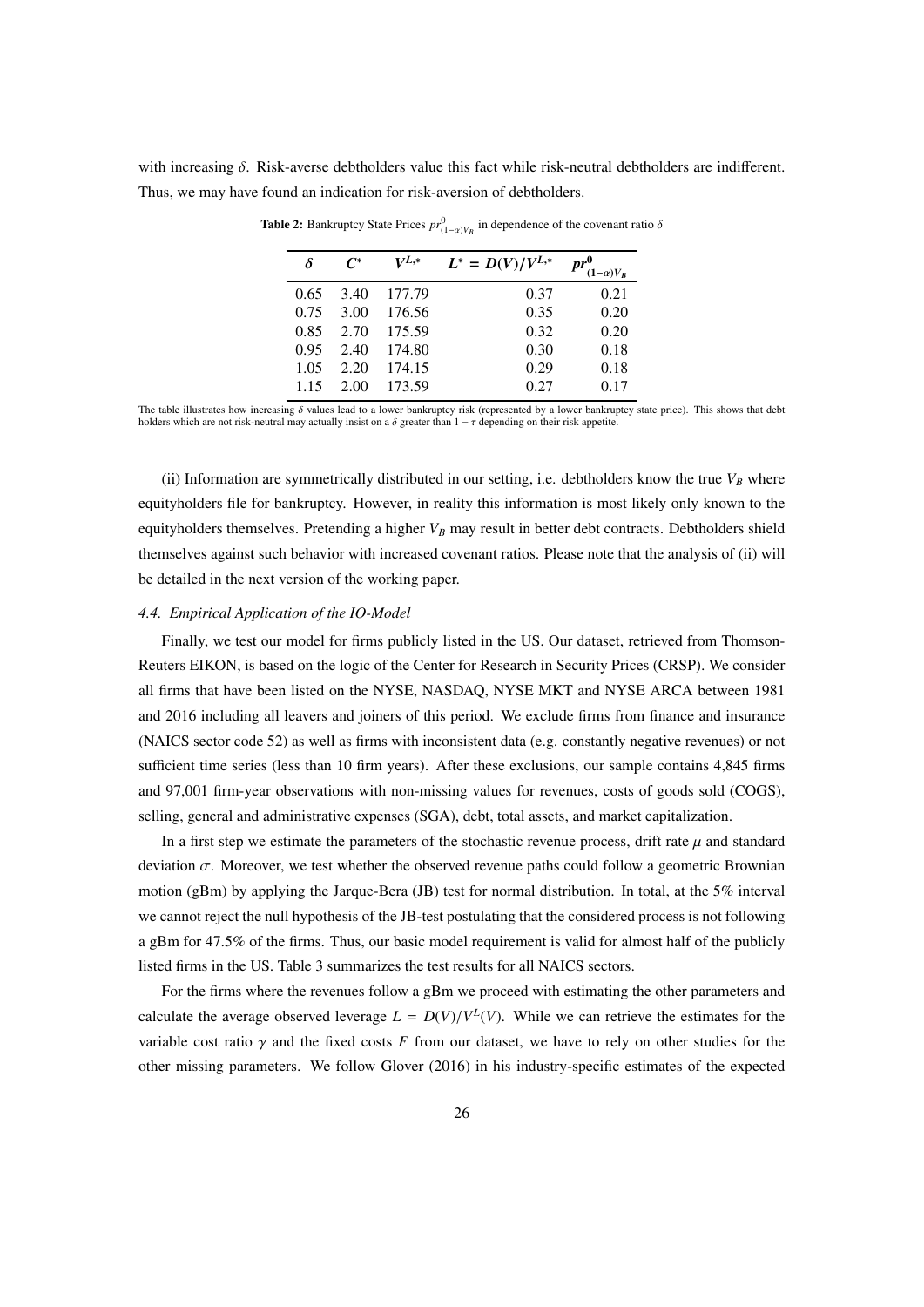with increasing $\delta$. Risk-averse debtholders value this fact while risk-neutral debtholders are indifferent. Thus, we may have found an indication for risk-aversion of debtholders.

**Table 2:** Bankruptcy State Prices $pr^0_{(1-\alpha)V_B}$ in dependence of the covenant ratio $\delta$

| $\delta$ | $C^*$ | $V^{L,*}$ | $L^* = D(V)/V^{L,*}$ | $pr^0_{(1-\alpha)V_B}$ |
|---|---|---|---|---|
| 0.65 | 3.40 | 177.79 | 0.37 | 0.21 |
| 0.75 | 3.00 | 176.56 | 0.35 | 0.20 |
| 0.85 | 2.70 | 175.59 | 0.32 | 0.20 |
| 0.95 | 2.40 | 174.80 | 0.30 | 0.18 |
| 1.05 | 2.20 | 174.15 | 0.29 | 0.18 |
| 1.15 | 2.00 | 173.59 | 0.27 | 0.17 |

The table illustrates how increasing $\delta$ values lead to a lower bankruptcy risk (represented by a lower bankruptcy state price). This shows that debt holders which are not risk-neutral may actually insist on a $\delta$ greater than $1 - \tau$ depending on their risk appetite.

(ii) Information are symmetrically distributed in our setting, i.e. debtholders know the true $V_B$ where equityholders file for bankruptcy. However, in reality this information is most likely only known to the equityholders themselves. Pretending a higher $V_B$ may result in better debt contracts. Debtholders shield themselves against such behavior with increased covenant ratios. Please note that the analysis of (ii) will be detailed in the next version of the working paper.

### *4.4. Empirical Application of the IO-Model*

Finally, we test our model for firms publicly listed in the US. Our dataset, retrieved from Thomson-Reuters EIKON, is based on the logic of the Center for Research in Security Prices (CRSP). We consider all firms that have been listed on the NYSE, NASDAQ, NYSE MKT and NYSE ARCA between 1981 and 2016 including all leavers and joiners of this period. We exclude firms from finance and insurance (NAICS sector code 52) as well as firms with inconsistent data (e.g. constantly negative revenues) or not sufficient time series (less than 10 firm years). After these exclusions, our sample contains 4,845 firms and 97,001 firm-year observations with non-missing values for revenues, costs of goods sold (COGS), selling, general and administrative expenses (SGA), debt, total assets, and market capitalization.

In a first step we estimate the parameters of the stochastic revenue process, drift rate $\mu$ and standard deviation $\sigma$. Moreover, we test whether the observed revenue paths could follow a geometric Brownian motion (gBm) by applying the Jarque-Bera (JB) test for normal distribution. In total, at the 5% interval we cannot reject the null hypothesis of the JB-test postulating that the considered process is not following a gBm for 47.5% of the firms. Thus, our basic model requirement is valid for almost half of the publicly listed firms in the US. Table 3 summarizes the test results for all NAICS sectors.

For the firms where the revenues follow a gBm we proceed with estimating the other parameters and calculate the average observed leverage $L = D(V)/V^L(V)$. While we can retrieve the estimates for the variable cost ratio $\gamma$ and the fixed costs $F$ from our dataset, we have to rely on other studies for the other missing parameters. We follow Glover (2016) in his industry-specific estimates of the expected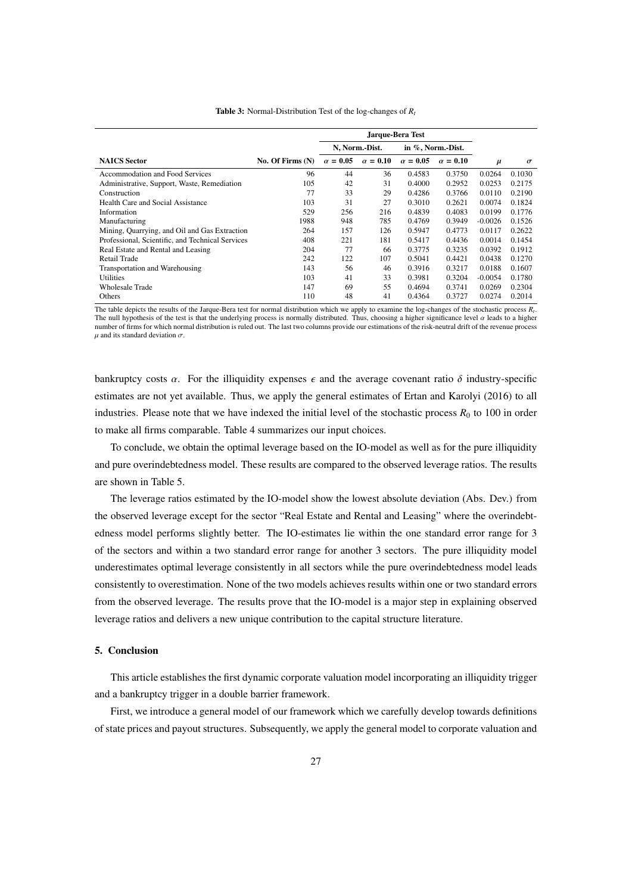**Table 3:** Normal-Distribution Test of the log-changes of $R_t$

| NAICS Sector | No. Of Firms (N) | Jarque-Bera Test | | | | $\mu$ | $\sigma$ |
|---|---|---|---|---|---|---|---|
| | | N, Norm.-Dist. | | in %, Norm.-Dist. | | | |
| | | $\alpha = 0.05$ | $\alpha = 0.10$ | $\alpha = 0.05$ | $\alpha = 0.10$ | | |
| Accommodation and Food Services | 96 | 44 | 36 | 0.4583 | 0.3750 | 0.0264 | 0.1030 |
| Administrative, Support, Waste, Remediation | 105 | 42 | 31 | 0.4000 | 0.2952 | 0.0253 | 0.2175 |
| Construction | 77 | 33 | 29 | 0.4286 | 0.3766 | 0.0110 | 0.2190 |
| Health Care and Social Assistance | 103 | 31 | 27 | 0.3010 | 0.2621 | 0.0074 | 0.1824 |
| Information | 529 | 256 | 216 | 0.4839 | 0.4083 | 0.0199 | 0.1776 |
| Manufacturing | 1988 | 948 | 785 | 0.4769 | 0.3949 | -0.0026 | 0.1526 |
| Mining, Quarrying, and Oil and Gas Extraction | 264 | 157 | 126 | 0.5947 | 0.4773 | 0.0117 | 0.2622 |
| Professional, Scientific, and Technical Services | 408 | 221 | 181 | 0.5417 | 0.4436 | 0.0014 | 0.1454 |
| Real Estate and Rental and Leasing | 204 | 77 | 66 | 0.3775 | 0.3235 | 0.0392 | 0.1912 |
| Retail Trade | 242 | 122 | 107 | 0.5041 | 0.4421 | 0.0438 | 0.1270 |
| Transportation and Warehousing | 143 | 56 | 46 | 0.3916 | 0.3217 | 0.0188 | 0.1607 |
| Utilities | 103 | 41 | 33 | 0.3981 | 0.3204 | -0.0054 | 0.1780 |
| Wholesale Trade | 147 | 69 | 55 | 0.4694 | 0.3741 | 0.0269 | 0.2304 |
| Others | 110 | 48 | 41 | 0.4364 | 0.3727 | 0.0274 | 0.2014 |

The table depicts the results of the Jarque-Bera test for normal distribution which we apply to examine the log-changes of the stochastic process $R_t$. The null hypothesis of the test is that the underlying process is normally distributed. Thus, choosing a higher significance level $\alpha$ leads to a higher number of firms for which normal distribution is ruled out. The last two columns provide our estimations of the risk-neutral drift of the revenue process $\mu$ and its standard deviation $\sigma$.

bankruptcy costs $\alpha$. For the illiquidity expenses $\epsilon$ and the average covenant ratio $\delta$ industry-specific estimates are not yet available. Thus, we apply the general estimates of Ertan and Karolyi (2016) to all industries. Please note that we have indexed the initial level of the stochastic process $R_0$ to 100 in order to make all firms comparable. Table 4 summarizes our input choices.

To conclude, we obtain the optimal leverage based on the IO-model as well as for the pure illiquidity and pure overindebtedness model. These results are compared to the observed leverage ratios. The results are shown in Table 5.

The leverage ratios estimated by the IO-model show the lowest absolute deviation (Abs. Dev.) from the observed leverage except for the sector "Real Estate and Rental and Leasing" where the overindebtedness model performs slightly better. The IO-estimates lie within the one standard error range for 3 of the sectors and within a two standard error range for another 3 sectors. The pure illiquidity model underestimates optimal leverage consistently in all sectors while the pure overindebtedness model leads consistently to overestimation. None of the two models achieves results within one or two standard errors from the observed leverage. The results prove that the IO-model is a major step in explaining observed leverage ratios and delivers a new unique contribution to the capital structure literature.

## 5. Conclusion

This article establishes the first dynamic corporate valuation model incorporating an illiquidity trigger and a bankruptcy trigger in a double barrier framework.

First, we introduce a general model of our framework which we carefully develop towards definitions of state prices and payout structures. Subsequently, we apply the general model to corporate valuation and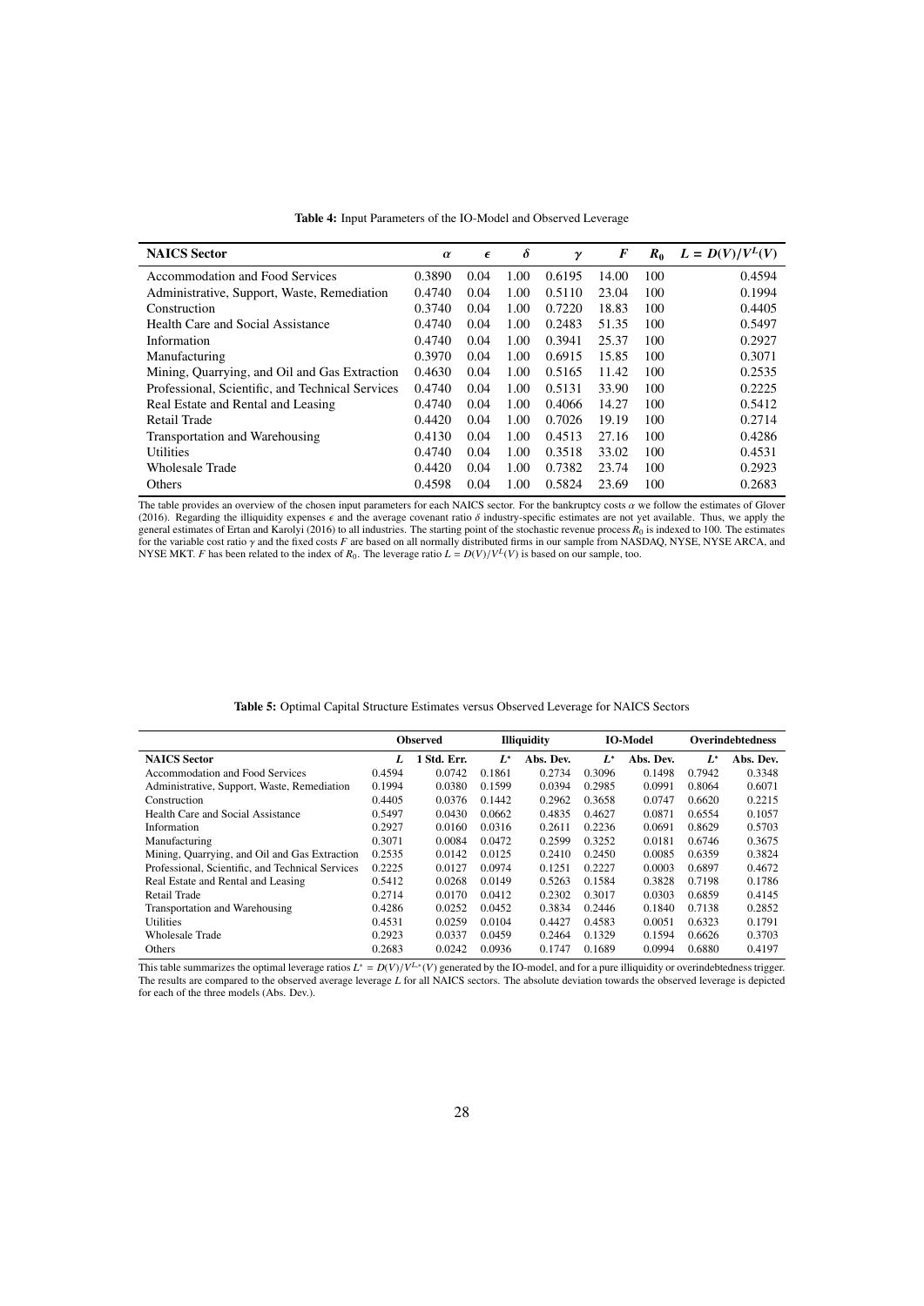**Table 4:** Input Parameters of the IO-Model and Observed Leverage

| NAICS Sector | $\alpha$ | $\epsilon$ | $\delta$ | $\gamma$ | $F$ | $R_0$ | $L = D(V)/V^L(V)$ |
|---|---|---|---|---|---|---|---|
| Accommodation and Food Services | 0.3890 | 0.04 | 1.00 | 0.6195 | 14.00 | 100 | 0.4594 |
| Administrative, Support, Waste, Remediation | 0.4740 | 0.04 | 1.00 | 0.5110 | 23.04 | 100 | 0.1994 |
| Construction | 0.3740 | 0.04 | 1.00 | 0.7220 | 18.83 | 100 | 0.4405 |
| Health Care and Social Assistance | 0.4740 | 0.04 | 1.00 | 0.2483 | 51.35 | 100 | 0.5497 |
| Information | 0.4740 | 0.04 | 1.00 | 0.3941 | 25.37 | 100 | 0.2927 |
| Manufacturing | 0.3970 | 0.04 | 1.00 | 0.6915 | 15.85 | 100 | 0.3071 |
| Mining, Quarrying, and Oil and Gas Extraction | 0.4630 | 0.04 | 1.00 | 0.5165 | 11.42 | 100 | 0.2535 |
| Professional, Scientific, and Technical Services | 0.4740 | 0.04 | 1.00 | 0.5131 | 33.90 | 100 | 0.2225 |
| Real Estate and Rental and Leasing | 0.4740 | 0.04 | 1.00 | 0.4066 | 14.27 | 100 | 0.5412 |
| Retail Trade | 0.4420 | 0.04 | 1.00 | 0.7026 | 19.19 | 100 | 0.2714 |
| Transportation and Warehousing | 0.4130 | 0.04 | 1.00 | 0.4513 | 27.16 | 100 | 0.4286 |
| Utilities | 0.4740 | 0.04 | 1.00 | 0.3518 | 33.02 | 100 | 0.4531 |
| Wholesale Trade | 0.4420 | 0.04 | 1.00 | 0.7382 | 23.74 | 100 | 0.2923 |
| Others | 0.4598 | 0.04 | 1.00 | 0.5824 | 23.69 | 100 | 0.2683 |

The table provides an overview of the chosen input parameters for each NAICS sector. For the bankruptcy costs $\alpha$ we follow the estimates of Glover (2016). Regarding the illiquidity expenses $\epsilon$ and the average covenant ratio $\delta$ industry-specific estimates are not yet available. Thus, we apply the general estimates of Ertan and Karolyi (2016) to all industries. The starting point of the stochastic revenue process $R_0$ is indexed to 100. The estimates for the variable cost ratio $\gamma$ and the fixed costs $F$ are based on all normally distributed firms in our sample from NASDAQ, NYSE, NYSE ARCA, and NYSE MKT. $F$ has been related to the index of $R_0$. The leverage ratio $L = D(V)/V^L(V)$ is based on our sample, too.

**Table 5:** Optimal Capital Structure Estimates versus Observed Leverage for NAICS Sectors

| | Observed | | Illiquidity | | IO-Model | | Overindebtedness | |
|---|---|---|---|---|---|---|---|---|
| **NAICS Sector** | $L$ | 1 Std. Err. | $L^*$ | Abs. Dev. | $L^*$ | Abs. Dev. | $L^*$ | Abs. Dev. |
| Accommodation and Food Services | 0.4594 | 0.0742 | 0.1861 | 0.2734 | 0.3096 | 0.1498 | 0.7942 | 0.3348 |
| Administrative, Support, Waste, Remediation | 0.1994 | 0.0380 | 0.1599 | 0.0394 | 0.2985 | 0.0991 | 0.8064 | 0.6071 |
| Construction | 0.4405 | 0.0376 | 0.1442 | 0.2962 | 0.3658 | 0.0747 | 0.6620 | 0.2215 |
| Health Care and Social Assistance | 0.5497 | 0.0430 | 0.0662 | 0.4835 | 0.4627 | 0.0871 | 0.6554 | 0.1057 |
| Information | 0.2927 | 0.0160 | 0.0316 | 0.2611 | 0.2236 | 0.0691 | 0.8629 | 0.5703 |
| Manufacturing | 0.3071 | 0.0084 | 0.0472 | 0.2599 | 0.3252 | 0.0181 | 0.6746 | 0.3675 |
| Mining, Quarrying, and Oil and Gas Extraction | 0.2535 | 0.0142 | 0.0125 | 0.2410 | 0.2450 | 0.0085 | 0.6359 | 0.3824 |
| Professional, Scientific, and Technical Services | 0.2225 | 0.0127 | 0.0974 | 0.1251 | 0.2227 | 0.0003 | 0.6897 | 0.4672 |
| Real Estate and Rental and Leasing | 0.5412 | 0.0268 | 0.0149 | 0.5263 | 0.1584 | 0.3828 | 0.7198 | 0.1786 |
| Retail Trade | 0.2714 | 0.0170 | 0.0412 | 0.2302 | 0.3017 | 0.0303 | 0.6859 | 0.4145 |
| Transportation and Warehousing | 0.4286 | 0.0252 | 0.0452 | 0.3834 | 0.2446 | 0.1840 | 0.7138 | 0.2852 |
| Utilities | 0.4531 | 0.0259 | 0.0104 | 0.4427 | 0.4583 | 0.0051 | 0.6323 | 0.1791 |
| Wholesale Trade | 0.2923 | 0.0337 | 0.0459 | 0.2464 | 0.1329 | 0.1594 | 0.6626 | 0.3703 |
| Others | 0.2683 | 0.0242 | 0.0936 | 0.1747 | 0.1689 | 0.0994 | 0.6880 | 0.4197 |

This table summarizes the optimal leverage ratios $L^* = D(V)/V^{L*}(V)$ generated by the IO-model, and for a pure illiquidity or overindebtedness trigger. The results are compared to the observed average leverage $L$ for all NAICS sectors. The absolute deviation towards the observed leverage is depicted for each of the three models (Abs. Dev.).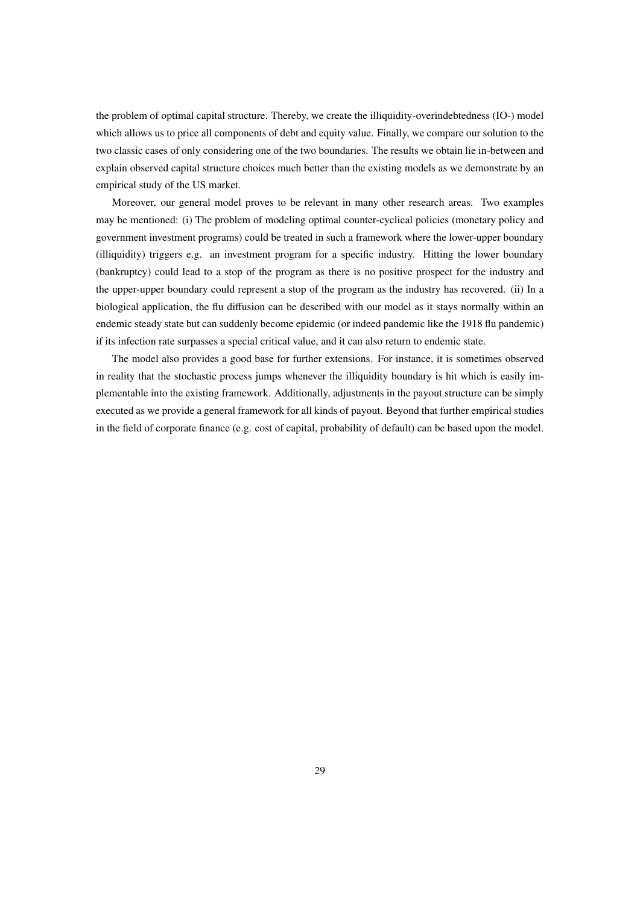the problem of optimal capital structure. Thereby, we create the illiquidity-overindebtedness (IO-) model which allows us to price all components of debt and equity value. Finally, we compare our solution to the two classic cases of only considering one of the two boundaries. The results we obtain lie in-between and explain observed capital structure choices much better than the existing models as we demonstrate by an empirical study of the US market.

Moreover, our general model proves to be relevant in many other research areas. Two examples may be mentioned: (i) The problem of modeling optimal counter-cyclical policies (monetary policy and government investment programs) could be treated in such a framework where the lower-upper boundary (illiquidity) triggers e.g. an investment program for a specific industry. Hitting the lower boundary (bankruptcy) could lead to a stop of the program as there is no positive prospect for the industry and the upper-upper boundary could represent a stop of the program as the industry has recovered. (ii) In a biological application, the flu diffusion can be described with our model as it stays normally within an endemic steady state but can suddenly become epidemic (or indeed pandemic like the 1918 flu pandemic) if its infection rate surpasses a special critical value, and it can also return to endemic state.

The model also provides a good base for further extensions. For instance, it is sometimes observed in reality that the stochastic process jumps whenever the illiquidity boundary is hit which is easily implementable into the existing framework. Additionally, adjustments in the payout structure can be simply executed as we provide a general framework for all kinds of payout. Beyond that further empirical studies in the field of corporate finance (e.g. cost of capital, probability of default) can be based upon the model.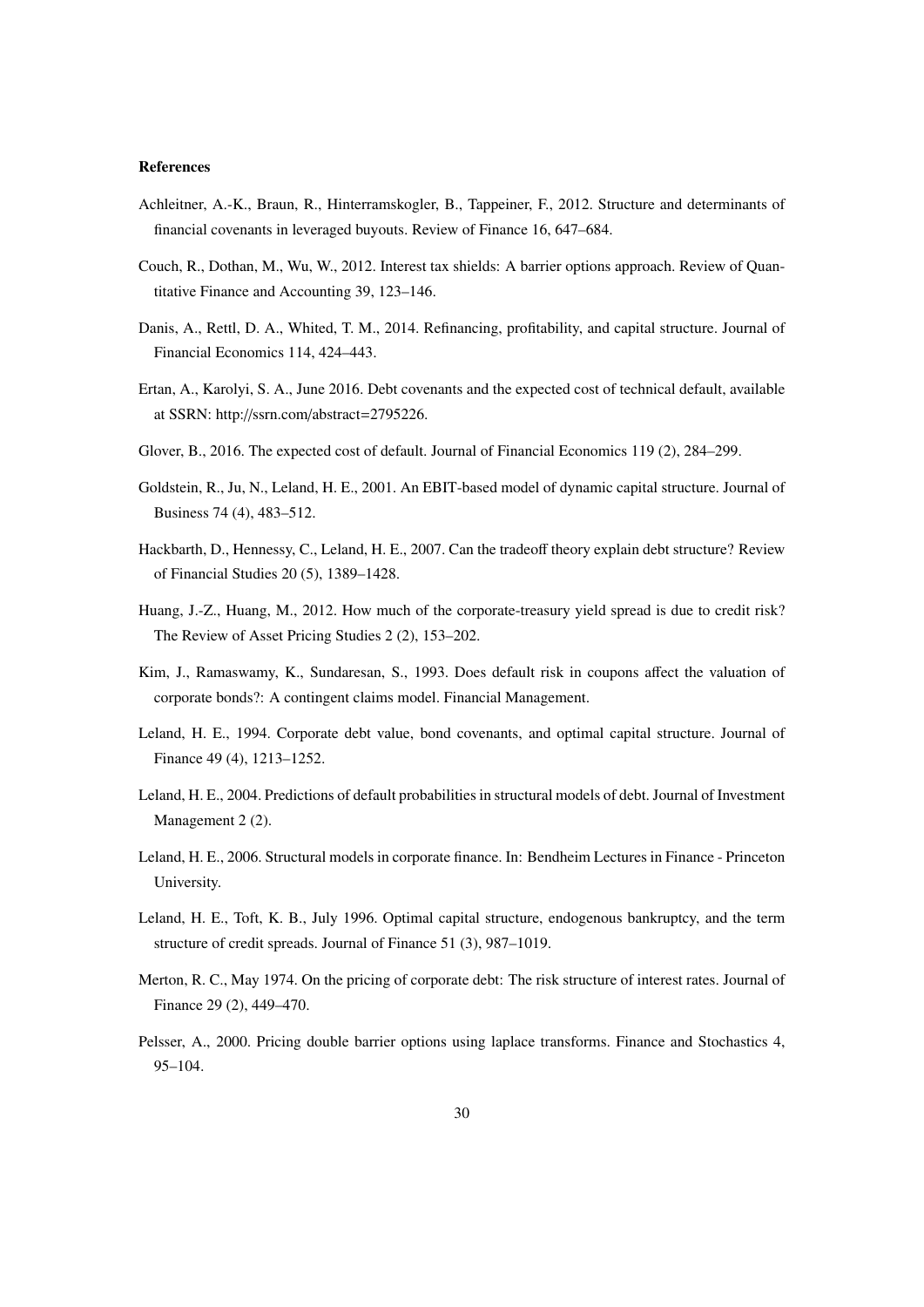**References**

Achleitner, A.-K., Braun, R., Hinterramskogler, B., Tappeiner, F., 2012. Structure and determinants of financial covenants in leveraged buyouts. Review of Finance 16, 647–684.

Couch, R., Dothan, M., Wu, W., 2012. Interest tax shields: A barrier options approach. Review of Quantitative Finance and Accounting 39, 123–146.

Danis, A., Rettl, D. A., Whited, T. M., 2014. Refinancing, profitability, and capital structure. Journal of Financial Economics 114, 424–443.

Ertan, A., Karolyi, S. A., June 2016. Debt covenants and the expected cost of technical default, available at SSRN: http://ssrn.com/abstract=2795226.

Glover, B., 2016. The expected cost of default. Journal of Financial Economics 119 (2), 284–299.

Goldstein, R., Ju, N., Leland, H. E., 2001. An EBIT-based model of dynamic capital structure. Journal of Business 74 (4), 483–512.

Hackbarth, D., Hennessy, C., Leland, H. E., 2007. Can the tradeoff theory explain debt structure? Review of Financial Studies 20 (5), 1389–1428.

Huang, J.-Z., Huang, M., 2012. How much of the corporate-treasury yield spread is due to credit risk? The Review of Asset Pricing Studies 2 (2), 153–202.

Kim, J., Ramaswamy, K., Sundaresan, S., 1993. Does default risk in coupons affect the valuation of corporate bonds?: A contingent claims model. Financial Management.

Leland, H. E., 1994. Corporate debt value, bond covenants, and optimal capital structure. Journal of Finance 49 (4), 1213–1252.

Leland, H. E., 2004. Predictions of default probabilities in structural models of debt. Journal of Investment Management 2 (2).

Leland, H. E., 2006. Structural models in corporate finance. In: Bendheim Lectures in Finance - Princeton University.

Leland, H. E., Toft, K. B., July 1996. Optimal capital structure, endogenous bankruptcy, and the term structure of credit spreads. Journal of Finance 51 (3), 987–1019.

Merton, R. C., May 1974. On the pricing of corporate debt: The risk structure of interest rates. Journal of Finance 29 (2), 449–470.

Pelsser, A., 2000. Pricing double barrier options using laplace transforms. Finance and Stochastics 4, 95–104.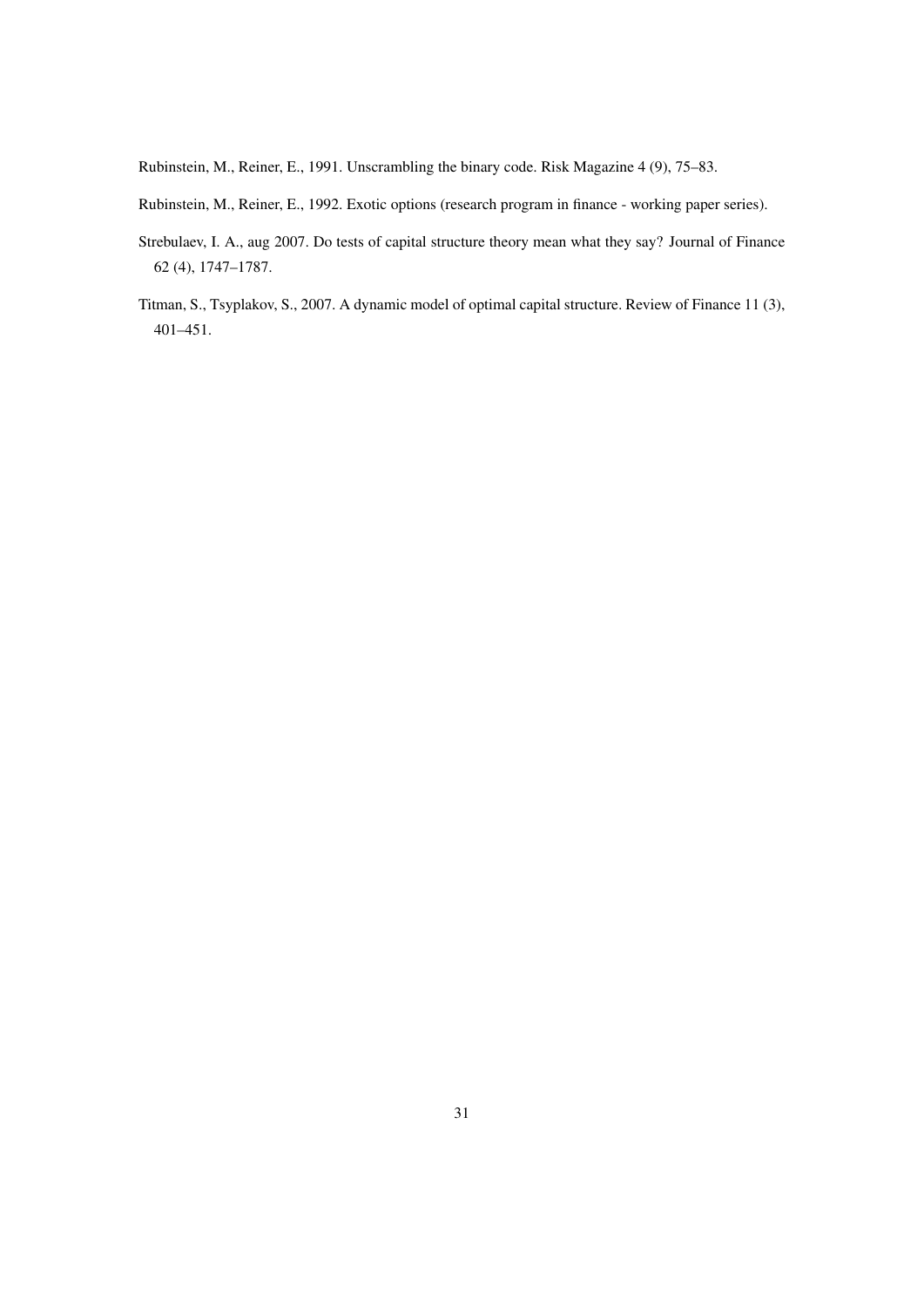Rubinstein, M., Reiner, E., 1991. Unscrambling the binary code. Risk Magazine 4 (9), 75–83.

Rubinstein, M., Reiner, E., 1992. Exotic options (research program in finance - working paper series).

Strebulaev, I. A., aug 2007. Do tests of capital structure theory mean what they say? Journal of Finance 62 (4), 1747–1787.

Titman, S., Tsyplakov, S., 2007. A dynamic model of optimal capital structure. Review of Finance 11 (3), 401–451.